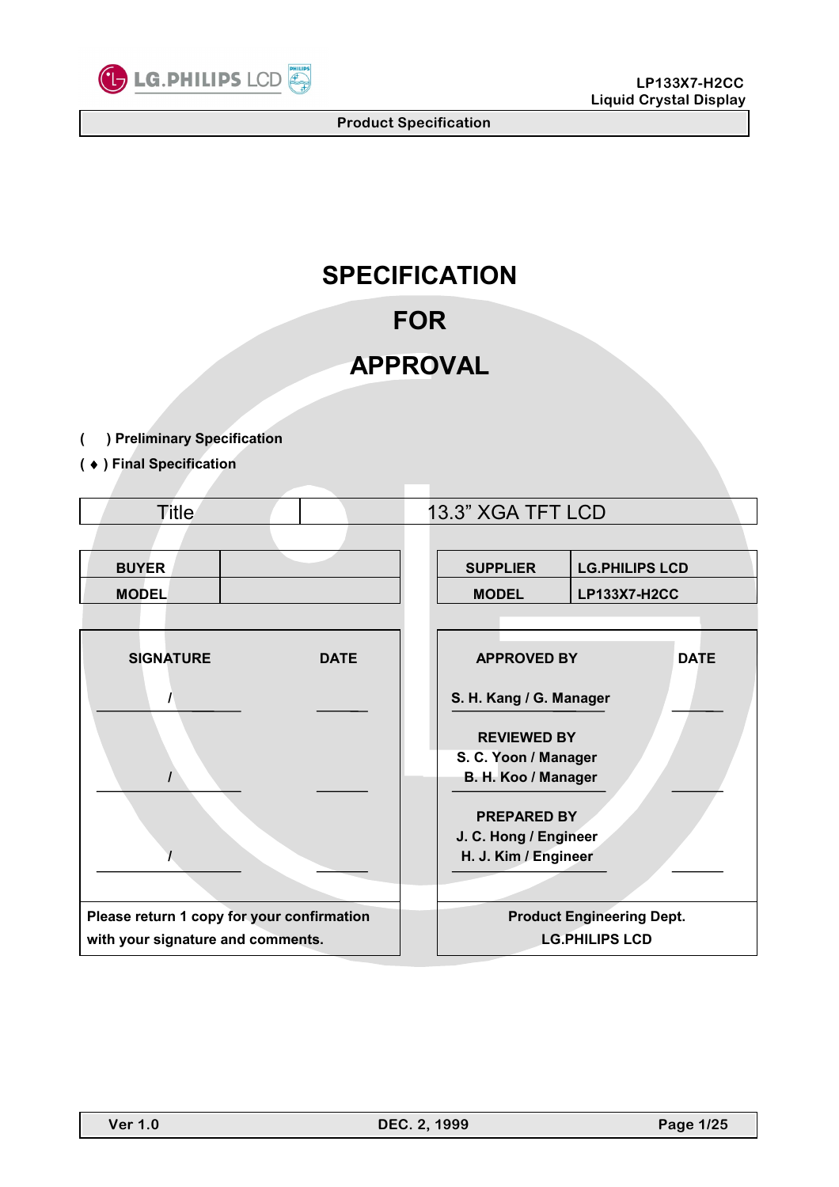# SPECIFICATION

# FOR

# APPROVAL

( ) Preliminary Specification

( ♦ ) Final Specification

| Title | 13.3" XGA TFT LCD |
|---|---|

| BUYER | |
|---|---|
| MODEL | |

| SUPPLIER | LG.PHILIPS LCD |
|---|---|
| MODEL | LP133X7-H2CC |

| SIGNATURE | DATE |
|---|---|
| / | |
| / | |
| / | |
| Please return 1 copy for your confirmation with your signature and comments. | |

| APPROVED BY | DATE |
|---|---|
| S. H. Kang / G. Manager | |
| REVIEWED BY<br>S. C. Yoon / Manager<br>B. H. Koo / Manager | |
| PREPARED BY<br>J. C. Hong / Engineer<br>H. J. Kim / Engineer | |
| Product Engineering Dept.<br>LG.PHILIPS LCD | |

Ver 1.0 DEC. 2, 1999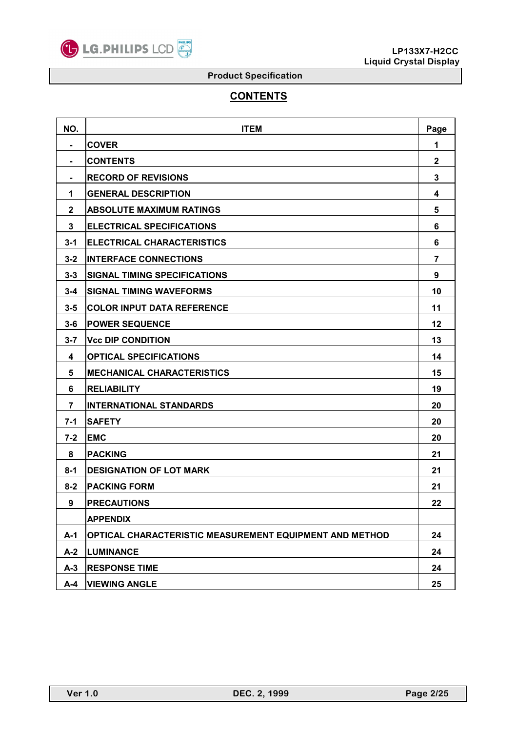# CONTENTS

| NO. | ITEM | Page |
|---|---|---|
| - | COVER | 1 |
| - | CONTENTS | 2 |
| - | RECORD OF REVISIONS | 3 |
| 1 | GENERAL DESCRIPTION | 4 |
| 2 | ABSOLUTE MAXIMUM RATINGS | 5 |
| 3 | ELECTRICAL SPECIFICATIONS | 6 |
| 3-1 | ELECTRICAL CHARACTERISTICS | 6 |
| 3-2 | INTERFACE CONNECTIONS | 7 |
| 3-3 | SIGNAL TIMING SPECIFICATIONS | 9 |
| 3-4 | SIGNAL TIMING WAVEFORMS | 10 |
| 3-5 | COLOR INPUT DATA REFERENCE | 11 |
| 3-6 | POWER SEQUENCE | 12 |
| 3-7 | Vcc DIP CONDITION | 13 |
| 4 | OPTICAL SPECIFICATIONS | 14 |
| 5 | MECHANICAL CHARACTERISTICS | 15 |
| 6 | RELIABILITY | 19 |
| 7 | INTERNATIONAL STANDARDS | 20 |
| 7-1 | SAFETY | 20 |
| 7-2 | EMC | 20 |
| 8 | PACKING | 21 |
| 8-1 | DESIGNATION OF LOT MARK | 21 |
| 8-2 | PACKING FORM | 21 |
| 9 | PRECAUTIONS | 22 |
| | APPENDIX | |
| A-1 | OPTICAL CHARACTERISTIC MEASUREMENT EQUIPMENT AND METHOD | 24 |
| A-2 | LUMINANCE | 24 |
| A-3 | RESPONSE TIME | 24 |
| A-4 | VIEWING ANGLE | 25 |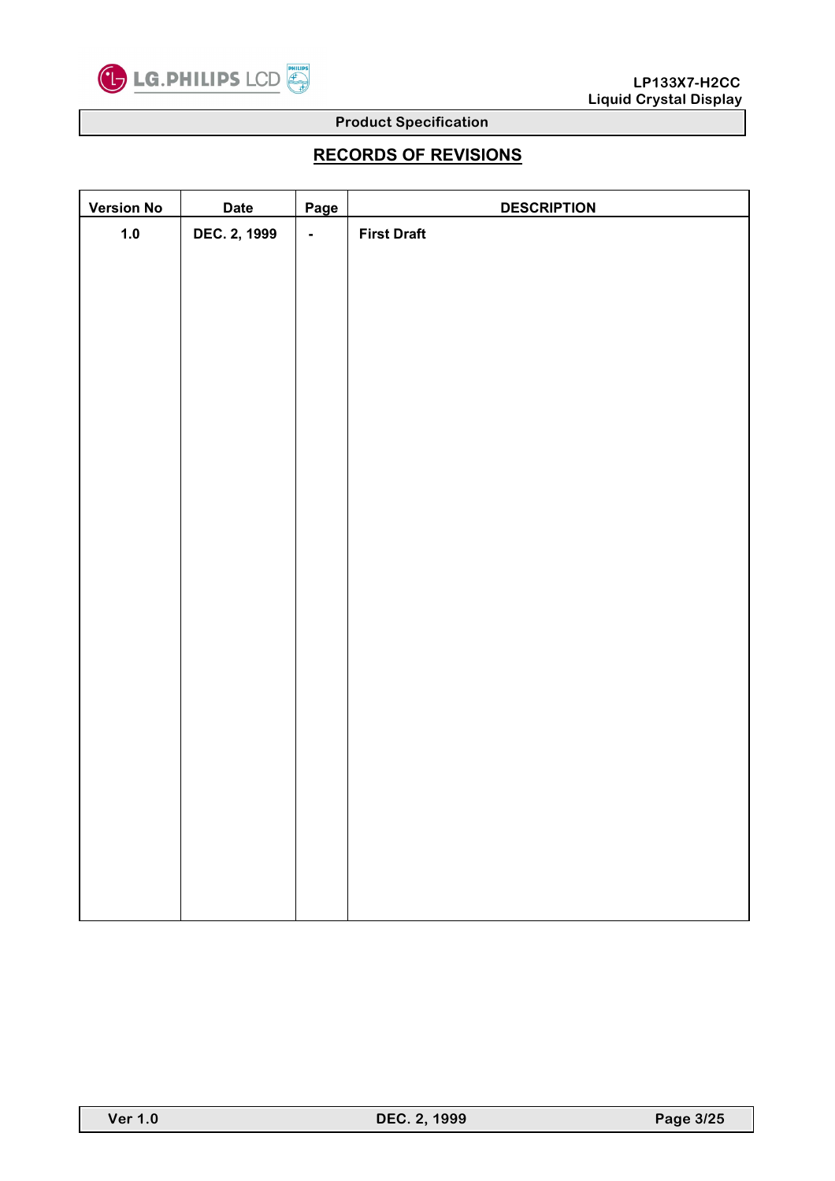# RECORDS OF REVISIONS

| Version No | Date | Page | DESCRIPTION |
|---|---|---|---|
| 1.0 | DEC. 2, 1999 | - | First Draft |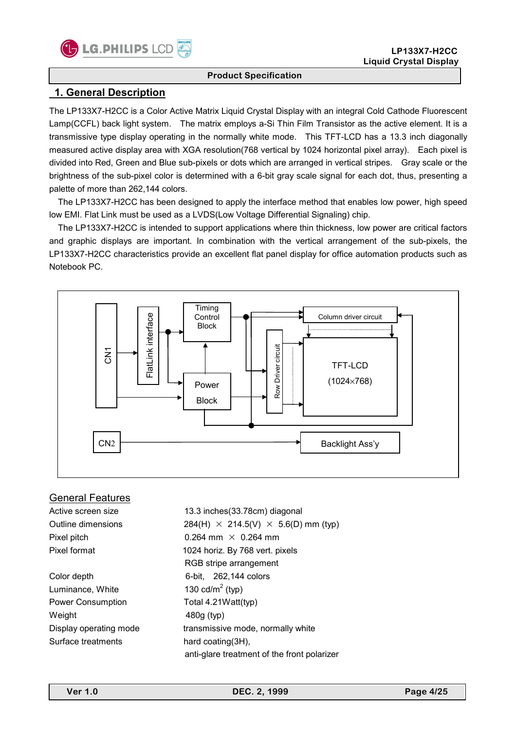# 1. General Description

The LP133X7-H2CC is a Color Active Matrix Liquid Crystal Display with an integral Cold Cathode Fluorescent Lamp(CCFL) back light system. The matrix employs a-Si Thin Film Transistor as the active element. It is a transmissive type display operating in the normally white mode. This TFT-LCD has a 13.3 inch diagonally measured active display area with XGA resolution(768 vertical by 1024 horizontal pixel array). Each pixel is divided into Red, Green and Blue sub-pixels or dots which are arranged in vertical stripes. Gray scale or the brightness of the sub-pixel color is determined with a 6-bit gray scale signal for each dot, thus, presenting a palette of more than 262,144 colors.

The LP133X7-H2CC has been designed to apply the interface method that enables low power, high speed low EMI. Flat Link must be used as a LVDS(Low Voltage Differential Signaling) chip.

The LP133X7-H2CC is intended to support applications where thin thickness, low power are critical factors and graphic displays are important. In combination with the vertical arrangement of the sub-pixels, the LP133X7-H2CC characteristics provide an excellent flat panel display for office automation products such as Notebook PC.

## General Features

| | |
|---|---|
| Active screen size | 13.3 inches(33.78cm) diagonal |
| Outline dimensions | 284(H) × 214.5(V) × 5.6(D) mm (typ) |
| Pixel pitch | 0.264 mm × 0.264 mm |
| Pixel format | 1024 horiz. By 768 vert. pixels<br>RGB stripe arrangement |
| Color depth | 6-bit, 262,144 colors |
| Luminance, White | 130 cd/$m^2$ (typ) |
| Power Consumption | Total 4.21Watt(typ) |
| Weight | 480g (typ) |
| Display operating mode | transmissive mode, normally white |
| Surface treatments | hard coating(3H),<br>anti-glare treatment of the front polarizer |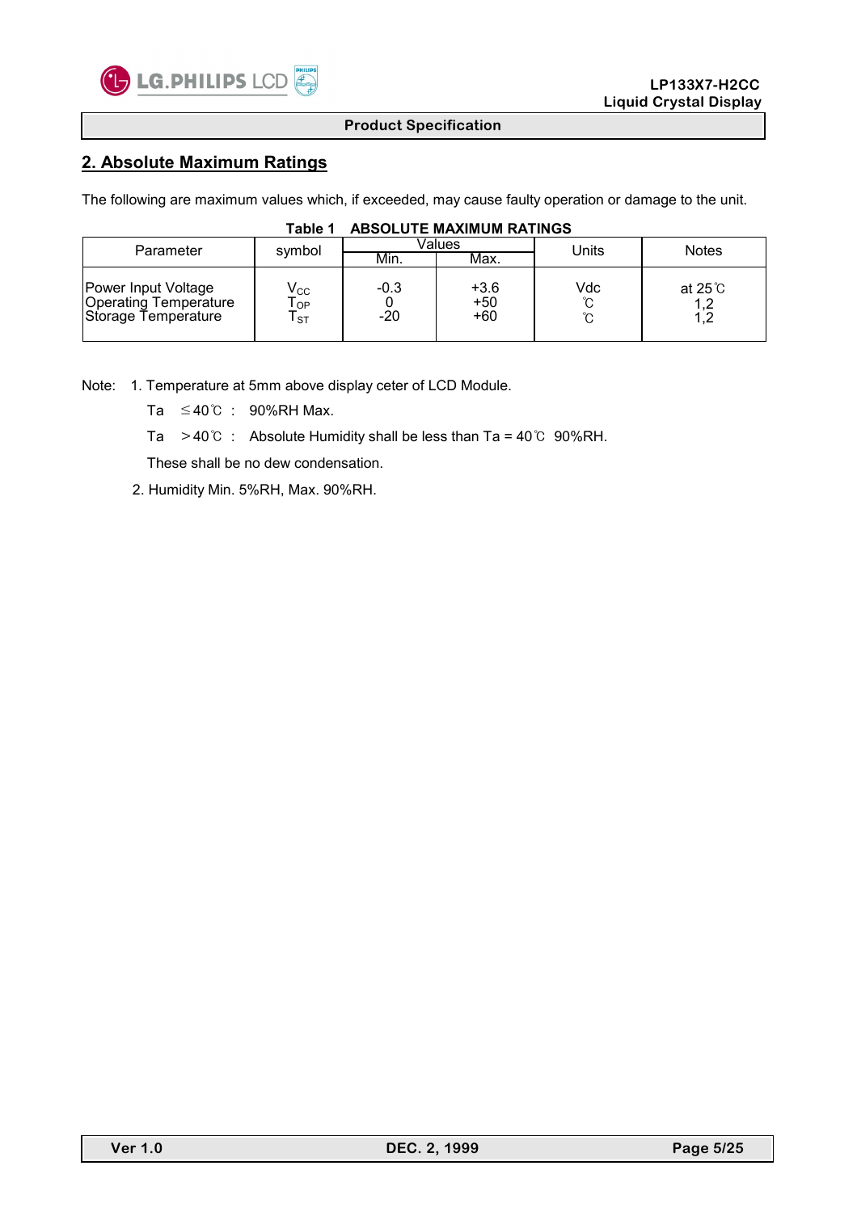## 2. Absolute Maximum Ratings

The following are maximum values which, if exceeded, may cause faulty operation or damage to the unit.

**Table 1 ABSOLUTE MAXIMUM RATINGS**

| Parameter | symbol | Values | | Units | Notes |
|---|---|---|---|---|---|
| | | Min. | Max. | | |
| Power Input Voltage | $V_{CC}$ | -0.3 | +3.6 | Vdc | at 25℃ |
| Operating Temperature | $T_{OP}$ | 0 | +50 | ℃ | 1,2 |
| Storage Temperature | $T_{ST}$ | -20 | +60 | ℃ | 1,2 |

Note: 1. Temperature at 5mm above display ceter of LCD Module.

Ta ≤40℃ : 90%RH Max.

Ta >40℃ : Absolute Humidity shall be less than Ta = 40℃ 90%RH.

These shall be no dew condensation.

2. Humidity Min. 5%RH, Max. 90%RH.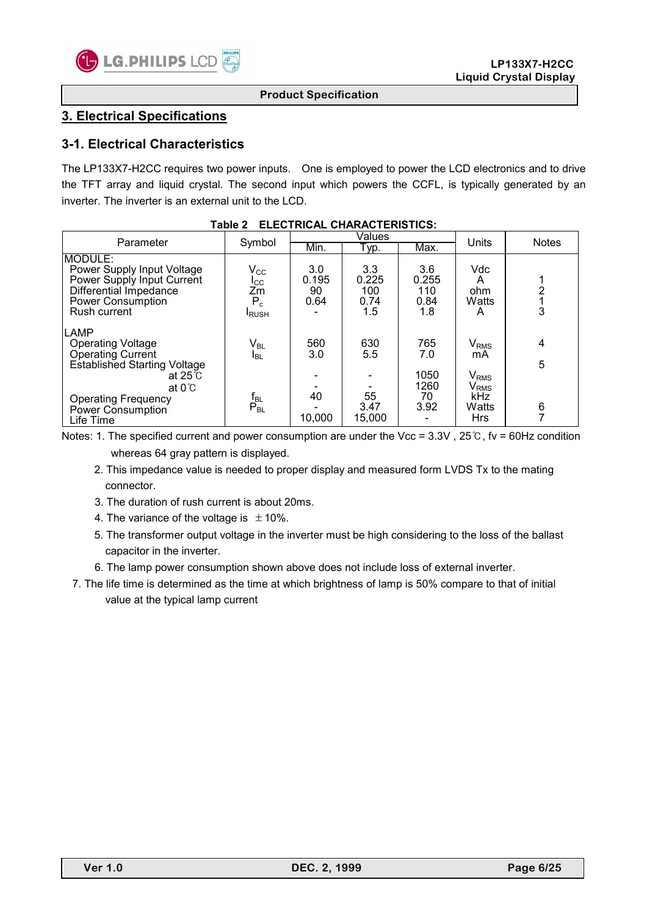## 3. Electrical Specifications

### 3-1. Electrical Characteristics

The LP133X7-H2CC requires two power inputs. One is employed to power the LCD electronics and to drive the TFT array and liquid crystal. The second input which powers the CCFL, is typically generated by an inverter. The inverter is an external unit to the LCD.

**Table 2 ELECTRICAL CHARACTERISTICS:**

| Parameter | Symbol | Values | | | Units | Notes |
|---|---|---|---|---|---|---|
| | | Min. | Typ. | Max. | | |
| MODULE: | | | | | | |
| Power Supply Input Voltage | $V_{CC}$ | 3.0 | 3.3 | 3.6 | Vdc | |
| Power Supply Input Current | $I_{CC}$ | 0.195 | 0.225 | 0.255 | A | 1 |
| Differential Impedance | Zm | 90 | 100 | 110 | ohm | 2 |
| Power Consumption | $P_c$ | 0.64 | 0.74 | 0.84 | Watts | 1 |
| Rush current | $I_{RUSH}$ | - | 1.5 | 1.8 | A | 3 |
| LAMP | | | | | | |
| Operating Voltage | $V_{BL}$ | 560 | 630 | 765 | $V_{RMS}$ | 4 |
| Operating Current | $I_{BL}$ | 3.0 | 5.5 | 7.0 | mA | |
| Established Starting Voltage | | | | | | 5 |
| at 25℃ | | - | - | 1050 | $V_{RMS}$ | |
| at 0℃ | | - | - | 1260 | $V_{RMS}$ | |
| Operating Frequency | $f_{BL}$ | 40 | 55 | 70 | kHz | |
| Power Consumption | $P_{BL}$ | - | 3.47 | 3.92 | Watts | 6 |
| Life Time | | 10,000 | 15,000 | - | Hrs | 7 |

Notes: 1. The specified current and power consumption are under the Vcc = 3.3V , 25℃, fv = 60Hz condition whereas 64 gray pattern is displayed.

2. This impedance value is needed to proper display and measured form LVDS Tx to the mating connector.
3. The duration of rush current is about 20ms.
4. The variance of the voltage is ±10%.
5. The transformer output voltage in the inverter must be high considering to the loss of the ballast capacitor in the inverter.
6. The lamp power consumption shown above does not include loss of external inverter.
7. The life time is determined as the time at which brightness of lamp is 50% compare to that of initial value at the typical lamp current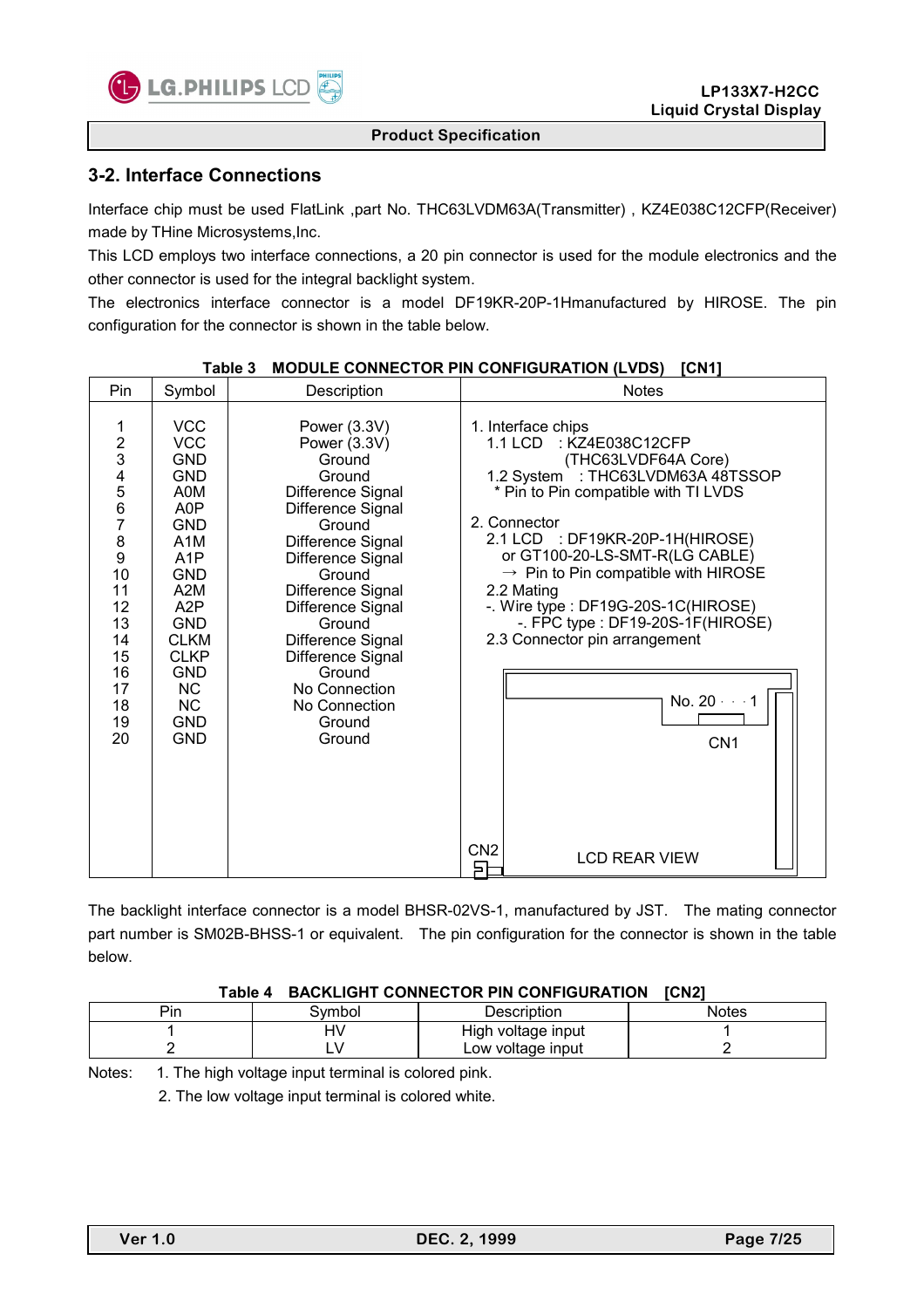## 3-2. Interface Connections

Interface chip must be used FlatLink ,part No. THC63LVDM63A(Transmitter) , KZ4E038C12CFP(Receiver) made by THine Microsystems,Inc.

This LCD employs two interface connections, a 20 pin connector is used for the module electronics and the other connector is used for the integral backlight system.

The electronics interface connector is a model DF19KR-20P-1Hmanufactured by HIROSE. The pin configuration for the connector is shown in the table below.

**Table 3 MODULE CONNECTOR PIN CONFIGURATION (LVDS) [CN1]**

| Pin | Symbol | Description |
|---|---|---|
| 1 | VCC | Power (3.3V) |
| 2 | VCC | Power (3.3V) |
| 3 | GND | Ground |
| 4 | GND | Ground |
| 5 | A0M | Difference Signal |
| 6 | A0P | Difference Signal |
| 7 | GND | Ground |
| 8 | A1M | Difference Signal |
| 9 | A1P | Difference Signal |
| 10 | GND | Ground |
| 11 | A2M | Difference Signal |
| 12 | A2P | Difference Signal |
| 13 | GND | Ground |
| 14 | CLKM | Difference Signal |
| 15 | CLKP | Difference Signal |
| 16 | GND | Ground |
| 17 | NC | No Connection |
| 18 | NC | No Connection |
| 19 | GND | Ground |
| 20 | GND | Ground |

Notes:

1. Interface chips
   - 1.1 LCD : KZ4E038C12CFP (THC63LVDF64A Core)
   - 1.2 System : THC63LVDM63A 48TSSOP
   - * Pin to Pin compatible with TI LVDS
2. Connector
   - 2.1 LCD : DF19KR-20P-1H(HIROSE) or GT100-20-LS-SMT-R(LG CABLE)
     → Pin to Pin compatible with HIROSE
   - 2.2 Mating
     - -. Wire type : DF19G-20S-1C(HIROSE)
     - -. FPC type : DF19-20S-1F(HIROSE)
   - 2.3 Connector pin arrangement

     No. 20 · · · 1
     CN1
     CN2
     LCD REAR VIEW

The backlight interface connector is a model BHSR-02VS-1, manufactured by JST. The mating connector part number is SM02B-BHSS-1 or equivalent. The pin configuration for the connector is shown in the table below.

**Table 4 BACKLIGHT CONNECTOR PIN CONFIGURATION [CN2]**

| Pin | Symbol | Description | Notes |
|---|---|---|---|
| 1 | HV | High voltage input | 1 |
| 2 | LV | Low voltage input | 2 |

Notes: 1. The high voltage input terminal is colored pink.
2. The low voltage input terminal is colored white.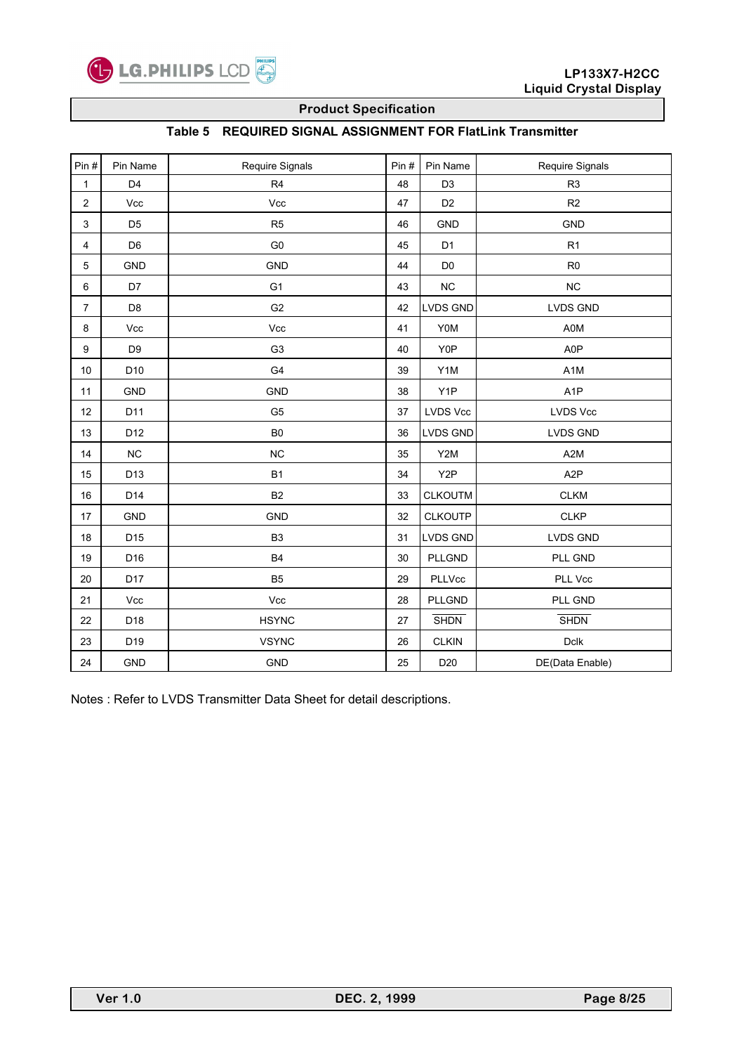## Product Specification

### Table 5 REQUIRED SIGNAL ASSIGNMENT FOR FlatLink Transmitter

| Pin # | Pin Name | Require Signals | Pin # | Pin Name | Require Signals |
|---|---|---|---|---|---|
| 1 | D4 | R4 | 48 | D3 | R3 |
| 2 | Vcc | Vcc | 47 | D2 | R2 |
| 3 | D5 | R5 | 46 | GND | GND |
| 4 | D6 | G0 | 45 | D1 | R1 |
| 5 | GND | GND | 44 | D0 | R0 |
| 6 | D7 | G1 | 43 | NC | NC |
| 7 | D8 | G2 | 42 | LVDS GND | LVDS GND |
| 8 | Vcc | Vcc | 41 | Y0M | A0M |
| 9 | D9 | G3 | 40 | Y0P | A0P |
| 10 | D10 | G4 | 39 | Y1M | A1M |
| 11 | GND | GND | 38 | Y1P | A1P |
| 12 | D11 | G5 | 37 | LVDS Vcc | LVDS Vcc |
| 13 | D12 | B0 | 36 | LVDS GND | LVDS GND |
| 14 | NC | NC | 35 | Y2M | A2M |
| 15 | D13 | B1 | 34 | Y2P | A2P |
| 16 | D14 | B2 | 33 | CLKOUTM | CLKM |
| 17 | GND | GND | 32 | CLKOUTP | CLKP |
| 18 | D15 | B3 | 31 | LVDS GND | LVDS GND |
| 19 | D16 | B4 | 30 | PLLGND | PLL GND |
| 20 | D17 | B5 | 29 | PLLVcc | PLL Vcc |
| 21 | Vcc | Vcc | 28 | PLLGND | PLL GND |
| 22 | D18 | HSYNC | 27 | $\overline{\text{SHDN}}$ | $\overline{\text{SHDN}}$ |
| 23 | D19 | VSYNC | 26 | CLKIN | Dclk |
| 24 | GND | GND | 25 | D20 | DE(Data Enable) |

Notes : Refer to LVDS Transmitter Data Sheet for detail descriptions.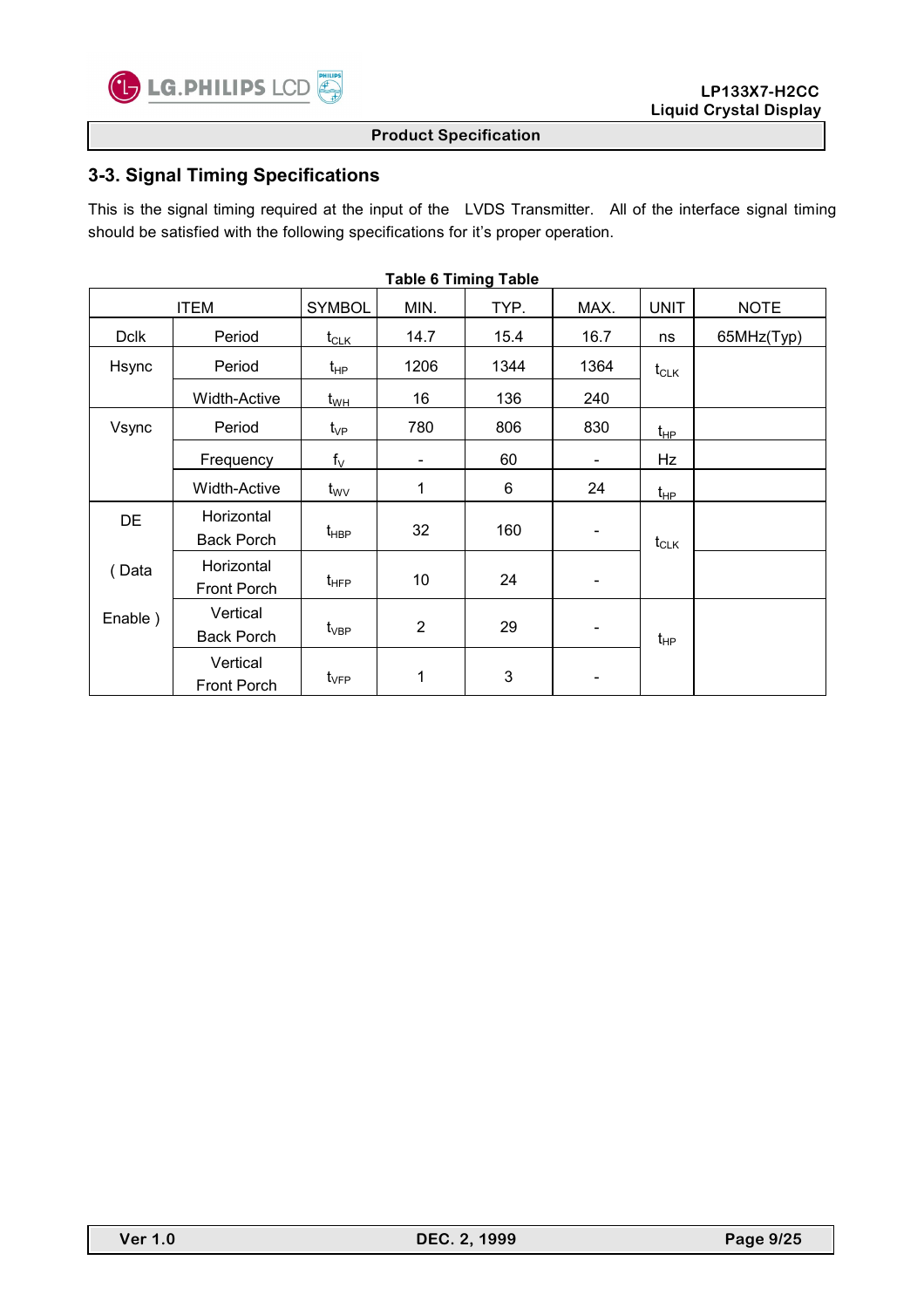## 3-3. Signal Timing Specifications

This is the signal timing required at the input of the LVDS Transmitter. All of the interface signal timing should be satisfied with the following specifications for it's proper operation.

**Table 6 Timing Table**

| ITEM | | SYMBOL | MIN. | TYP. | MAX. | UNIT | NOTE |
|---|---|---|---|---|---|---|---|
| Dclk | Period | $t_{CLK}$ | 14.7 | 15.4 | 16.7 | ns | 65MHz(Typ) |
| Hsync | Period | $t_{HP}$ | 1206 | 1344 | 1364 | $t_{CLK}$ | |
| | Width-Active | $t_{WH}$ | 16 | 136 | 240 | | |
| Vsync | Period | $t_{VP}$ | 780 | 806 | 830 | $t_{HP}$ | |
| | Frequency | $f_V$ | - | 60 | - | Hz | |
| | Width-Active | $t_{WV}$ | 1 | 6 | 24 | $t_{HP}$ | |
| DE ( Data Enable ) | Horizontal Back Porch | $t_{HBP}$ | 32 | 160 | - | $t_{CLK}$ | |
| | Horizontal Front Porch | $t_{HFP}$ | 10 | 24 | - | | |
| | Vertical Back Porch | $t_{VBP}$ | 2 | 29 | - | $t_{HP}$ | |
| | Vertical Front Porch | $t_{VFP}$ | 1 | 3 | - | | |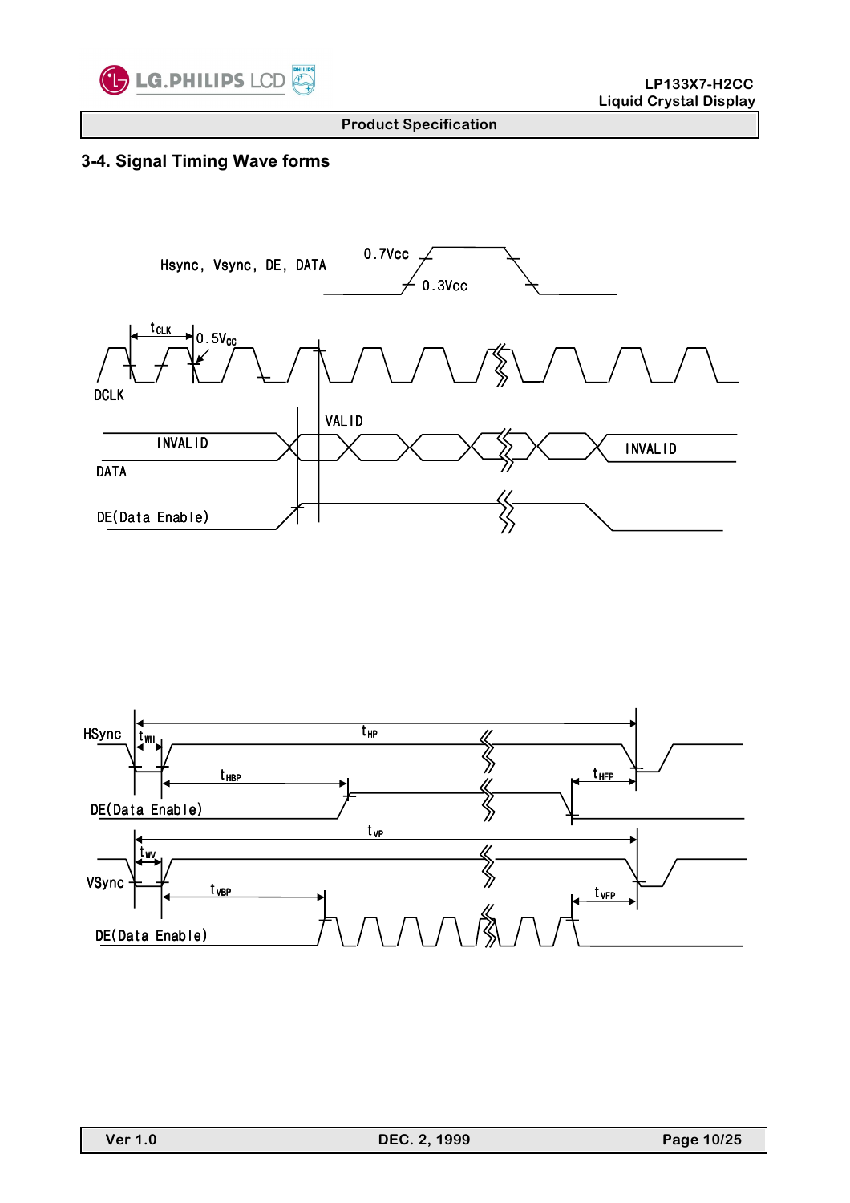## 3-4. Signal Timing Wave forms

Hsync, Vsync, DE, DATA

0.7Vcc

0.3Vcc

$t_{CLK}$

0.5$V_{CC}$

DCLK

VALID

INVALID

DATA

INVALID

DE(Data Enable)

HSync

$t_{WH}$

$t_{HP}$

$t_{HBP}$

$t_{HFP}$

DE(Data Enable)

$t_{VP}$

$t_{WV}$

VSync

$t_{VBP}$

$t_{VFP}$

DE(Data Enable)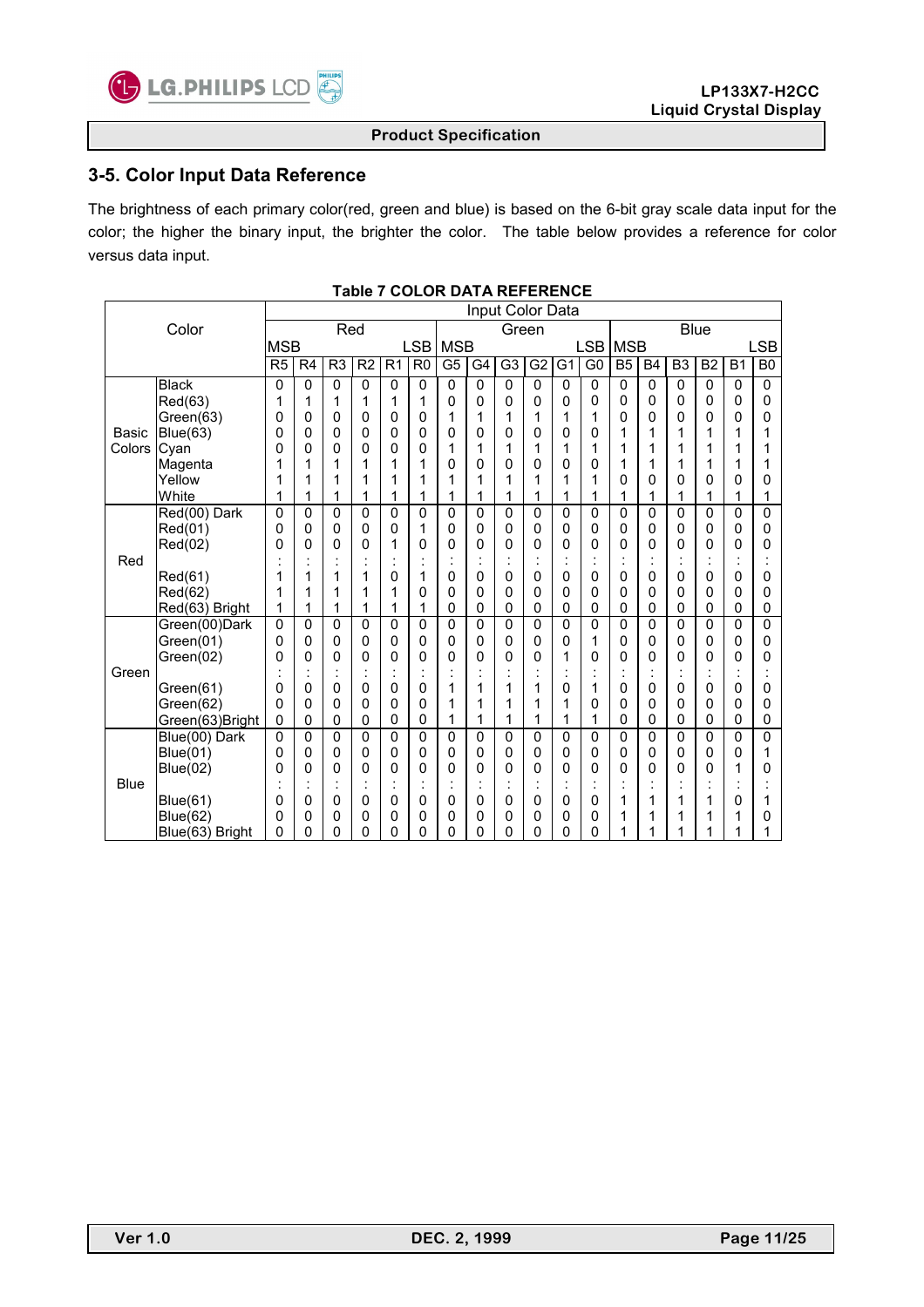## 3-5. Color Input Data Reference

The brightness of each primary color(red, green and blue) is based on the 6-bit gray scale data input for the color; the higher the binary input, the brighter the color.  The table below provides a reference for color versus data input.

**Table 7 COLOR DATA REFERENCE**

| Color | | Input Color Data | | | | | | | | | | | | | | | | | |
|---|---|---|---|---|---|---|---|---|---|---|---|---|---|---|---|---|---|---|---|
| | | Red | | | | | | Green | | | | | | Blue | | | | | |
| | | MSB | | | | | LSB | MSB | | | | | LSB | MSB | | | | | LSB |
| | | R5 | R4 | R3 | R2 | R1 | R0 | G5 | G4 | G3 | G2 | G1 | G0 | B5 | B4 | B3 | B2 | B1 | B0 |
| Basic Colors | Black | 0 | 0 | 0 | 0 | 0 | 0 | 0 | 0 | 0 | 0 | 0 | 0 | 0 | 0 | 0 | 0 | 0 | 0 |
| | Red(63) | 1 | 1 | 1 | 1 | 1 | 1 | 0 | 0 | 0 | 0 | 0 | 0 | 0 | 0 | 0 | 0 | 0 | 0 |
| | Green(63) | 0 | 0 | 0 | 0 | 0 | 0 | 1 | 1 | 1 | 1 | 1 | 1 | 0 | 0 | 0 | 0 | 0 | 0 |
| | Blue(63) | 0 | 0 | 0 | 0 | 0 | 0 | 0 | 0 | 0 | 0 | 0 | 0 | 1 | 1 | 1 | 1 | 1 | 1 |
| | Cyan | 0 | 0 | 0 | 0 | 0 | 0 | 1 | 1 | 1 | 1 | 1 | 1 | 1 | 1 | 1 | 1 | 1 | 1 |
| | Magenta | 1 | 1 | 1 | 1 | 1 | 1 | 0 | 0 | 0 | 0 | 0 | 0 | 1 | 1 | 1 | 1 | 1 | 1 |
| | Yellow | 1 | 1 | 1 | 1 | 1 | 1 | 1 | 1 | 1 | 1 | 1 | 1 | 0 | 0 | 0 | 0 | 0 | 0 |
| | White | 1 | 1 | 1 | 1 | 1 | 1 | 1 | 1 | 1 | 1 | 1 | 1 | 1 | 1 | 1 | 1 | 1 | 1 |
| Red | Red(00) Dark | 0 | 0 | 0 | 0 | 0 | 0 | 0 | 0 | 0 | 0 | 0 | 0 | 0 | 0 | 0 | 0 | 0 | 0 |
| | Red(01) | 0 | 0 | 0 | 0 | 0 | 1 | 0 | 0 | 0 | 0 | 0 | 0 | 0 | 0 | 0 | 0 | 0 | 0 |
| | Red(02) | 0 | 0 | 0 | 0 | 1 | 0 | 0 | 0 | 0 | 0 | 0 | 0 | 0 | 0 | 0 | 0 | 0 | 0 |
| | | : | : | : | : | : | : | : | : | : | : | : | : | : | : | : | : | : | : |
| | Red(61) | 1 | 1 | 1 | 1 | 0 | 1 | 0 | 0 | 0 | 0 | 0 | 0 | 0 | 0 | 0 | 0 | 0 | 0 |
| | Red(62) | 1 | 1 | 1 | 1 | 1 | 0 | 0 | 0 | 0 | 0 | 0 | 0 | 0 | 0 | 0 | 0 | 0 | 0 |
| | Red(63) Bright | 1 | 1 | 1 | 1 | 1 | 1 | 0 | 0 | 0 | 0 | 0 | 0 | 0 | 0 | 0 | 0 | 0 | 0 |
| Green | Green(00)Dark | 0 | 0 | 0 | 0 | 0 | 0 | 0 | 0 | 0 | 0 | 0 | 0 | 0 | 0 | 0 | 0 | 0 | 0 |
| | Green(01) | 0 | 0 | 0 | 0 | 0 | 0 | 0 | 0 | 0 | 0 | 0 | 1 | 0 | 0 | 0 | 0 | 0 | 0 |
| | Green(02) | 0 | 0 | 0 | 0 | 0 | 0 | 0 | 0 | 0 | 0 | 1 | 0 | 0 | 0 | 0 | 0 | 0 | 0 |
| | | : | : | : | : | : | : | : | : | : | : | : | : | : | : | : | : | : | : |
| | Green(61) | 0 | 0 | 0 | 0 | 0 | 0 | 1 | 1 | 1 | 1 | 0 | 1 | 0 | 0 | 0 | 0 | 0 | 0 |
| | Green(62) | 0 | 0 | 0 | 0 | 0 | 0 | 1 | 1 | 1 | 1 | 1 | 0 | 0 | 0 | 0 | 0 | 0 | 0 |
| | Green(63)Bright | 0 | 0 | 0 | 0 | 0 | 0 | 1 | 1 | 1 | 1 | 1 | 1 | 0 | 0 | 0 | 0 | 0 | 0 |
| Blue | Blue(00) Dark | 0 | 0 | 0 | 0 | 0 | 0 | 0 | 0 | 0 | 0 | 0 | 0 | 0 | 0 | 0 | 0 | 0 | 0 |
| | Blue(01) | 0 | 0 | 0 | 0 | 0 | 0 | 0 | 0 | 0 | 0 | 0 | 0 | 0 | 0 | 0 | 0 | 0 | 1 |
| | Blue(02) | 0 | 0 | 0 | 0 | 0 | 0 | 0 | 0 | 0 | 0 | 0 | 0 | 0 | 0 | 0 | 0 | 1 | 0 |
| | | : | : | : | : | : | : | : | : | : | : | : | : | : | : | : | : | : | : |
| | Blue(61) | 0 | 0 | 0 | 0 | 0 | 0 | 0 | 0 | 0 | 0 | 0 | 0 | 1 | 1 | 1 | 1 | 0 | 1 |
| | Blue(62) | 0 | 0 | 0 | 0 | 0 | 0 | 0 | 0 | 0 | 0 | 0 | 0 | 1 | 1 | 1 | 1 | 1 | 0 |
| | Blue(63) Bright | 0 | 0 | 0 | 0 | 0 | 0 | 0 | 0 | 0 | 0 | 0 | 0 | 1 | 1 | 1 | 1 | 1 | 1 |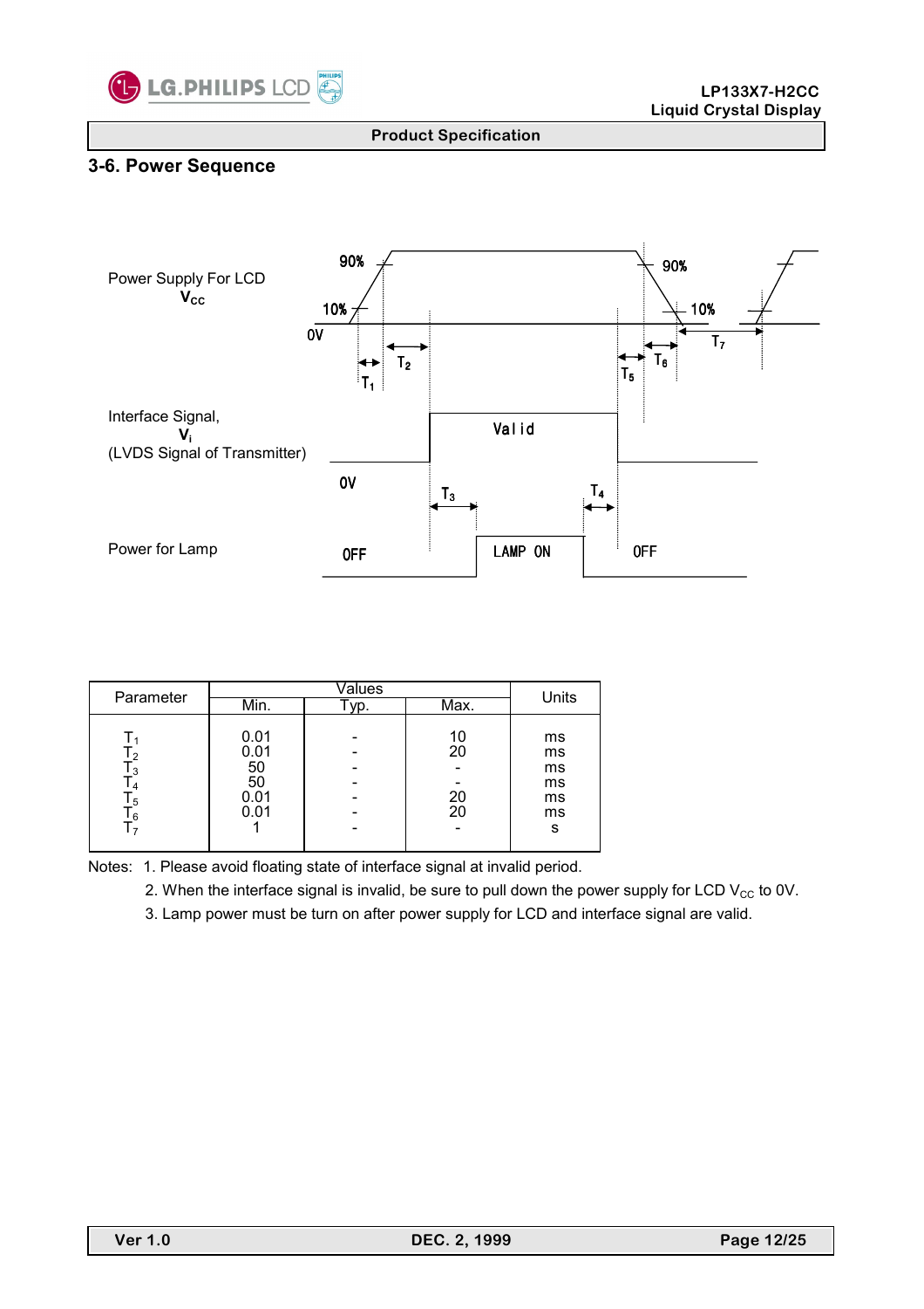## 3-6. Power Sequence

Power Supply For LCD
$V_{CC}$

90% 10% 0V 90% 10%

$T_1$ $T_2$ $T_5$ $T_6$ $T_7$

Interface Signal,
$V_i$
(LVDS Signal of Transmitter)

0V Valid

$T_3$ $T_4$

Power for Lamp

OFF LAMP ON OFF

| Parameter | Values | | | Units |
|---|---|---|---|---|
| | Min. | Typ. | Max. | |
| $T_1$ | 0.01 | - | 10 | ms |
| $T_2$ | 0.01 | - | 20 | ms |
| $T_3$ | 50 | - | - | ms |
| $T_4$ | 50 | - | - | ms |
| $T_5$ | 0.01 | - | 20 | ms |
| $T_6$ | 0.01 | - | 20 | ms |
| $T_7$ | 1 | - | - | s |

Notes: 1. Please avoid floating state of interface signal at invalid period.

2. When the interface signal is invalid, be sure to pull down the power supply for LCD $V_{CC}$ to 0V.

3. Lamp power must be turn on after power supply for LCD and interface signal are valid.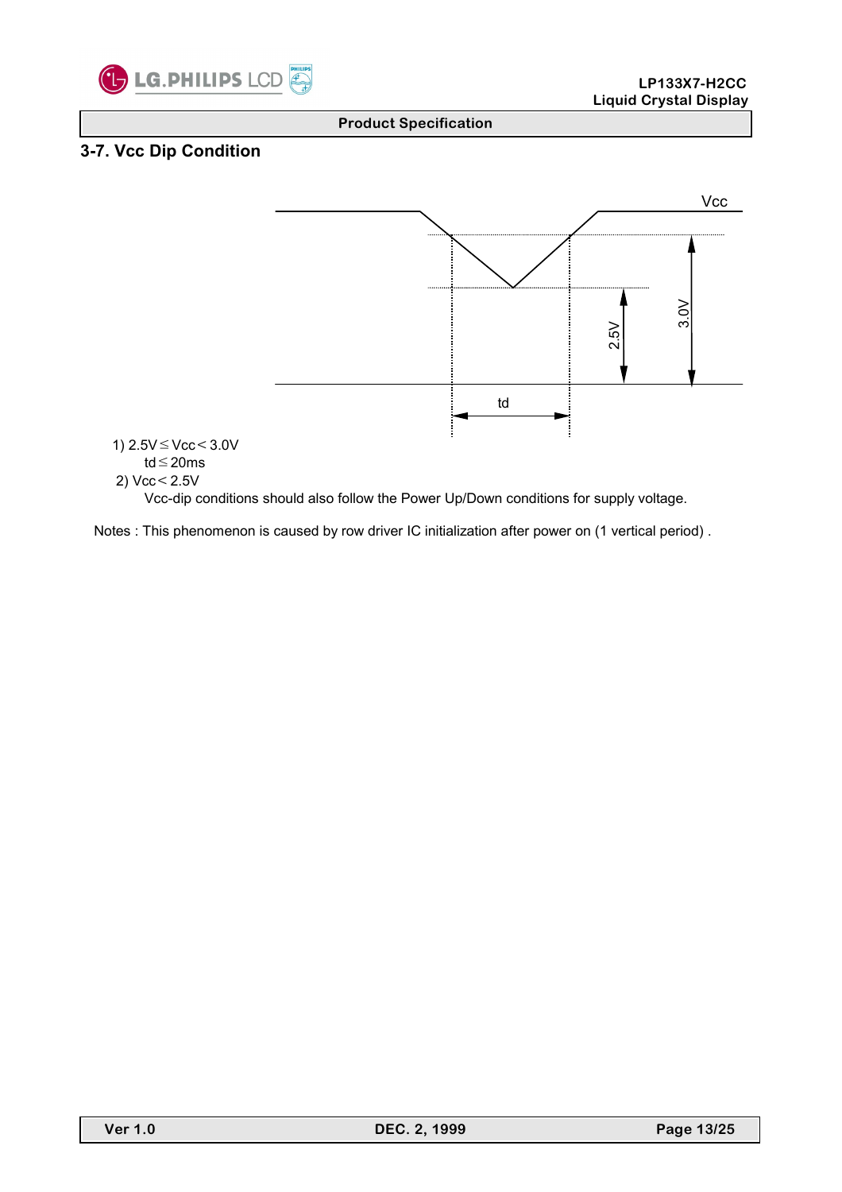## 3-7. Vcc Dip Condition

1) $2.5V \leq Vcc < 3.0V$

   $td \leq 20ms$

2) $Vcc < 2.5V$

   Vcc-dip conditions should also follow the Power Up/Down conditions for supply voltage.

Notes : This phenomenon is caused by row driver IC initialization after power on (1 vertical period) .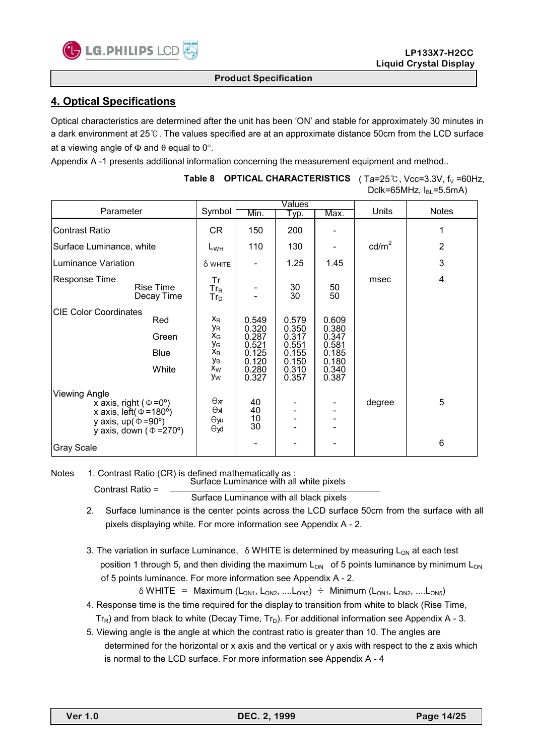## 4. Optical Specifications

Optical characteristics are determined after the unit has been 'ON' and stable for approximately 30 minutes in a dark environment at 25℃. The values specified are at an approximate distance 50cm from the LCD surface at a viewing angle of Φ and θ equal to 0°.

Appendix A -1 presents additional information concerning the measurement equipment and method..

**Table 8 OPTICAL CHARACTERISTICS** ( Ta=25℃, Vcc=3.3V, $f_V$ =60Hz, Dclk=65MHz, $I_{BL}$=5.5mA)

| Parameter | | Symbol | Values | | | Units | Notes |
|---|---|---|---|---|---|---|---|
| | | | Min. | Typ. | Max. | | |
| Contrast Ratio | | CR | 150 | 200 | - | | 1 |
| Surface Luminance, white | | $L_{WH}$ | 110 | 130 | - | cd/m$^2$ | 2 |
| Luminance Variation | | δ WHITE | - | 1.25 | 1.45 | | 3 |
| Response Time | | Tr | | | | msec | 4 |
| | Rise Time | $Tr_R$ | - | 30 | 50 | | |
| | Decay Time | $Tr_D$ | - | 30 | 50 | | |
| CIE Color Coordinates | | | | | | | |
| | Red | $x_R$ | 0.549 | 0.579 | 0.609 | | |
| | | $y_R$ | 0.320 | 0.350 | 0.380 | | |
| | Green | $x_G$ | 0.287 | 0.317 | 0.347 | | |
| | | $y_G$ | 0.521 | 0.551 | 0.581 | | |
| | Blue | $x_B$ | 0.125 | 0.155 | 0.185 | | |
| | | $y_B$ | 0.120 | 0.150 | 0.180 | | |
| | White | $x_W$ | 0.280 | 0.310 | 0.340 | | |
| | | $y_W$ | 0.327 | 0.357 | 0.387 | | |
| Viewing Angle | | | | | | | |
| | x axis, right (Φ=0°) | $\Theta_{xr}$ | 40 | - | - | degree | 5 |
| | x axis, left(Φ=180°) | $\Theta_{xl}$ | 40 | - | - | | |
| | y axis, up(Φ=90°) | $\Theta_{yu}$ | 10 | - | - | | |
| | y axis, down (Φ=270°) | $\Theta_{yd}$ | 30 | - | - | | |
| Gray Scale | | | - | - | - | | 6 |

Notes

1. Contrast Ratio (CR) is defined mathematically as :

$$\text{Contrast Ratio} = \frac{\text{Surface Luminance with all white pixels}}{\text{Surface Luminance with all black pixels}}$$

2. Surface luminance is the center points across the LCD surface 50cm from the surface with all pixels displaying white. For more information see Appendix A - 2.

3. The variation in surface Luminance, δ WHITE is determined by measuring $L_{ON}$ at each test position 1 through 5, and then dividing the maximum $L_{ON}$ of 5 points luminance by minimum $L_{ON}$ of 5 points luminance. For more information see Appendix A - 2.

   δ WHITE = Maximum ($L_{ON1}$, $L_{ON2}$, ....$L_{ON5}$) ÷ Minimum ($L_{ON1}$, $L_{ON2}$, ....$L_{ON5}$)

4. Response time is the time required for the display to transition from white to black (Rise Time, $Tr_R$) and from black to white (Decay Time, $Tr_D$). For additional information see Appendix A - 3.

5. Viewing angle is the angle at which the contrast ratio is greater than 10. The angles are determined for the horizontal or x axis and the vertical or y axis with respect to the z axis which is normal to the LCD surface. For more information see Appendix A - 4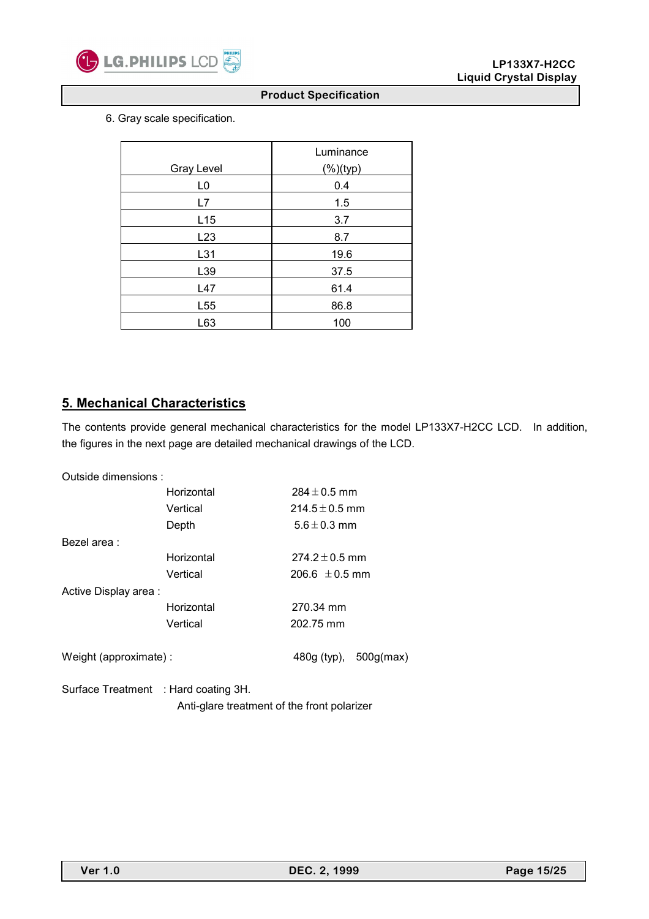6. Gray scale specification.

| Gray Level | Luminance (%)(typ) |
|---|---|
| L0 | 0.4 |
| L7 | 1.5 |
| L15 | 3.7 |
| L23 | 8.7 |
| L31 | 19.6 |
| L39 | 37.5 |
| L47 | 61.4 |
| L55 | 86.8 |
| L63 | 100 |

## 5. Mechanical Characteristics

The contents provide general mechanical characteristics for the model LP133X7-H2CC LCD. In addition, the figures in the next page are detailed mechanical drawings of the LCD.

Outside dimensions :

| | |
|---|---|
| Horizontal | 284 ± 0.5 mm |
| Vertical | 214.5 ± 0.5 mm |
| Depth | 5.6 ± 0.3 mm |

Bezel area :

| | |
|---|---|
| Horizontal | 274.2 ± 0.5 mm |
| Vertical | 206.6 ± 0.5 mm |

Active Display area :

| | |
|---|---|
| Horizontal | 270.34 mm |
| Vertical | 202.75 mm |

Weight (approximate) : 480g (typ), 500g(max)

Surface Treatment : Hard coating 3H.

Anti-glare treatment of the front polarizer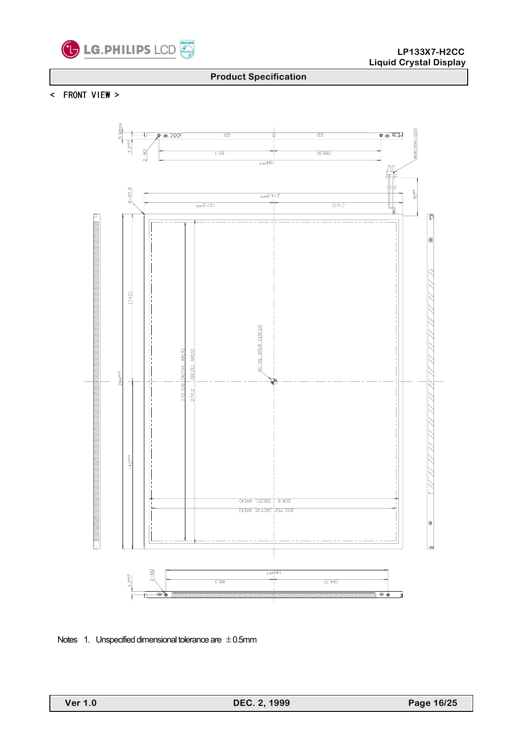## < FRONT VIEW >

Notes 1. Unspecified dimensional tolerance are ±0.5mm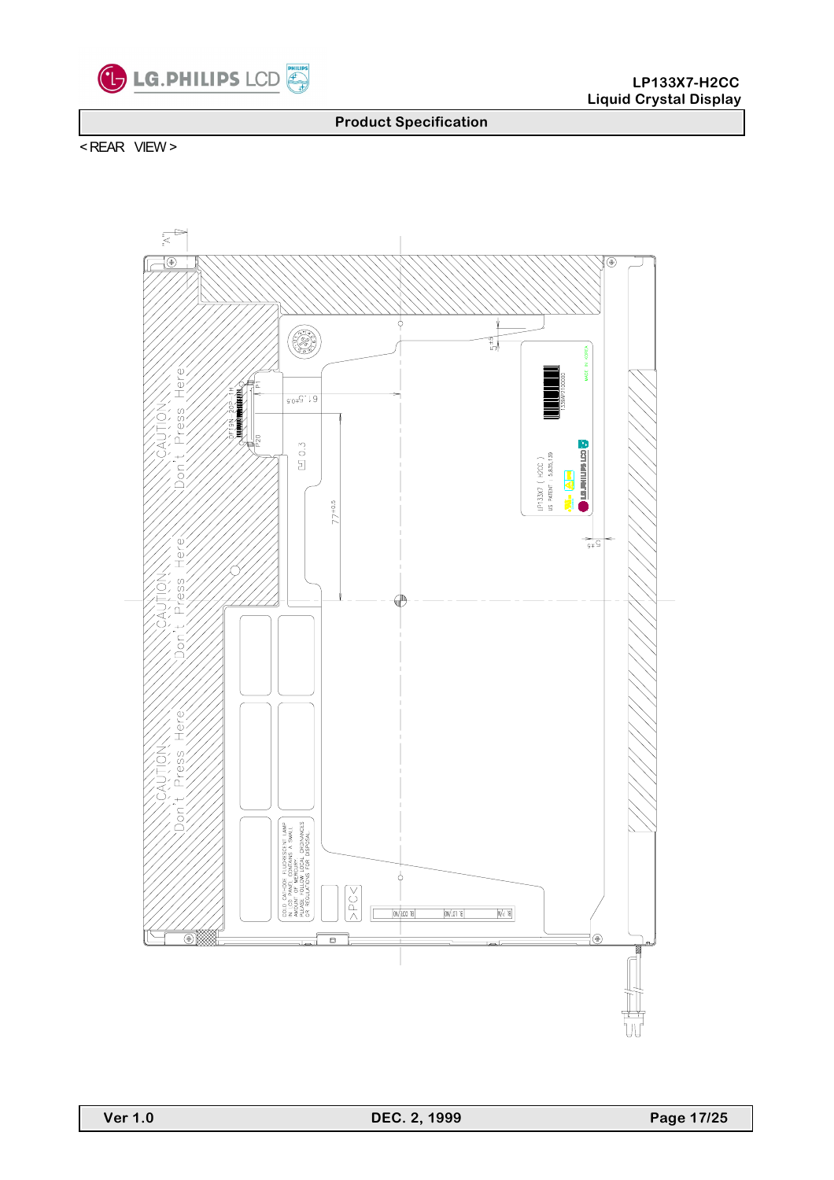< REAR VIEW >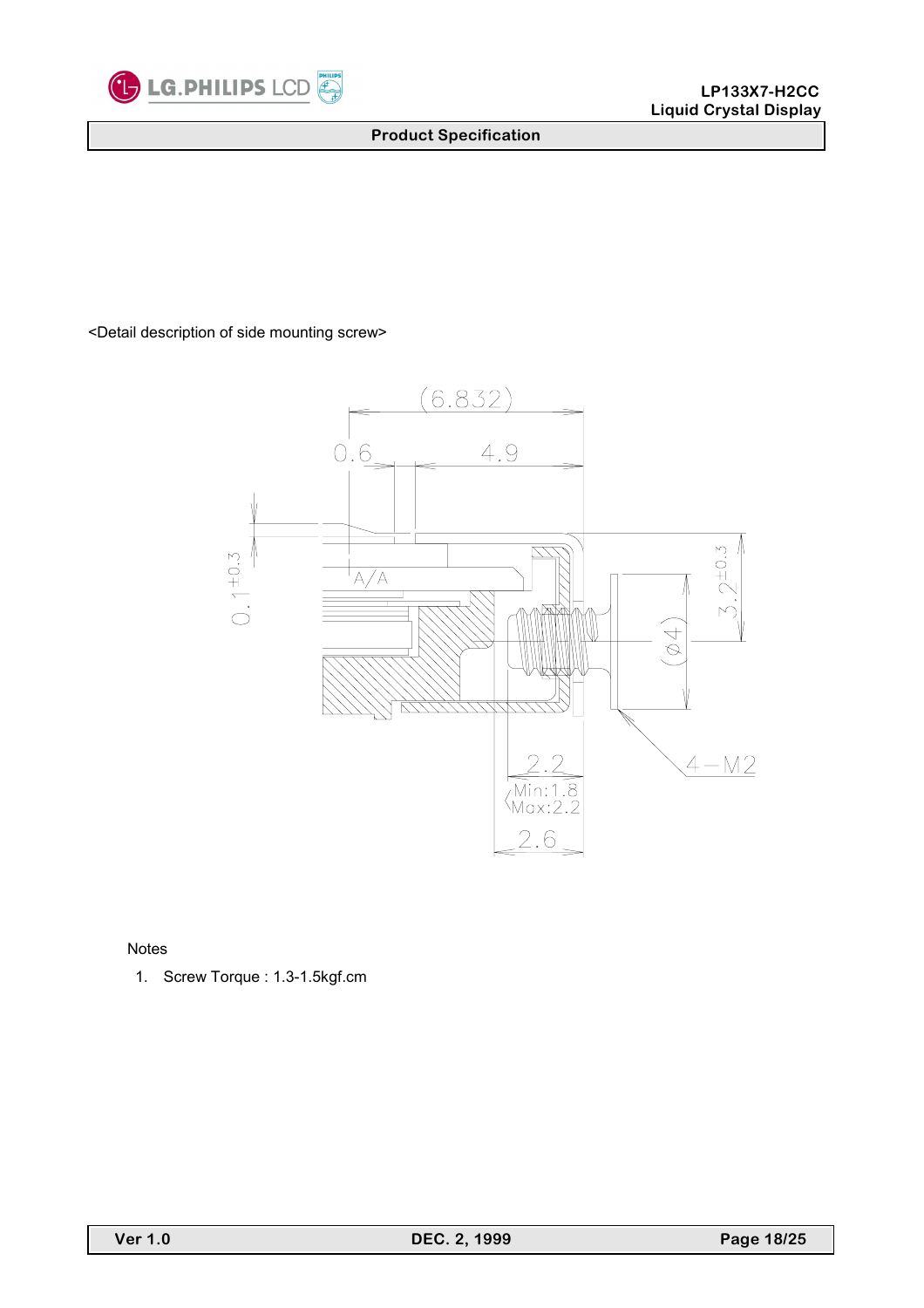<Detail description of side mounting screw>

Notes

1. Screw Torque : 1.3-1.5kgf.cm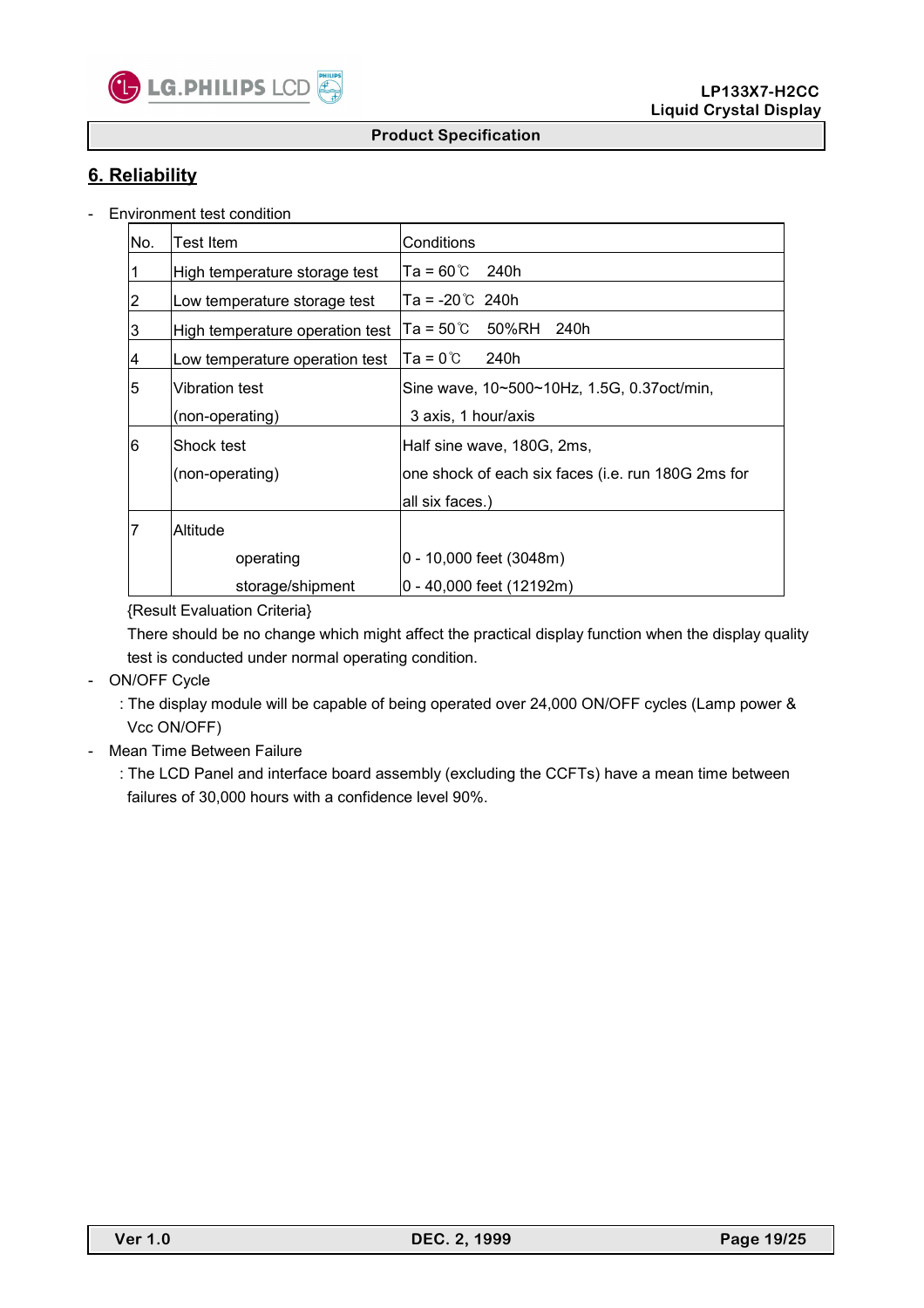## 6. Reliability

- Environment test condition

| No. | Test Item | Conditions |
|---|---|---|
| 1 | High temperature storage test | Ta = 60℃ 240h |
| 2 | Low temperature storage test | Ta = -20℃ 240h |
| 3 | High temperature operation test | Ta = 50℃ 50%RH 240h |
| 4 | Low temperature operation test | Ta = 0℃ 240h |
| 5 | Vibration test (non-operating) | Sine wave, 10~500~10Hz, 1.5G, 0.37oct/min, 3 axis, 1 hour/axis |
| 6 | Shock test (non-operating) | Half sine wave, 180G, 2ms, one shock of each six faces (i.e. run 180G 2ms for all six faces.) |
| 7 | Altitude | |
| | operating | 0 - 10,000 feet (3048m) |
| | storage/shipment | 0 - 40,000 feet (12192m) |

{Result Evaluation Criteria}

There should be no change which might affect the practical display function when the display quality test is conducted under normal operating condition.

- ON/OFF Cycle

  : The display module will be capable of being operated over 24,000 ON/OFF cycles (Lamp power & Vcc ON/OFF)

- Mean Time Between Failure

  : The LCD Panel and interface board assembly (excluding the CCFTs) have a mean time between failures of 30,000 hours with a confidence level 90%.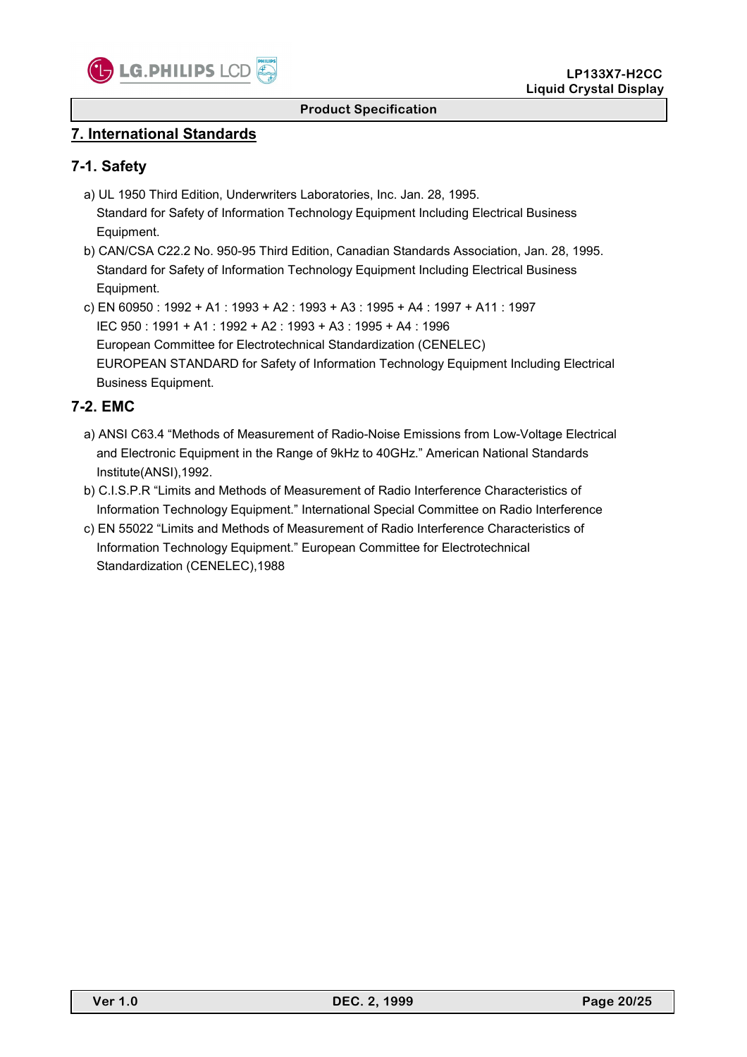## 7. International Standards

### 7-1. Safety

a) UL 1950 Third Edition, Underwriters Laboratories, Inc. Jan. 28, 1995.
   Standard for Safety of Information Technology Equipment Including Electrical Business Equipment.

b) CAN/CSA C22.2 No. 950-95 Third Edition, Canadian Standards Association, Jan. 28, 1995.
   Standard for Safety of Information Technology Equipment Including Electrical Business Equipment.

c) EN 60950 : 1992 + A1 : 1993 + A2 : 1993 + A3 : 1995 + A4 : 1997 + A11 : 1997
   IEC 950 : 1991 + A1 : 1992 + A2 : 1993 + A3 : 1995 + A4 : 1996
   European Committee for Electrotechnical Standardization (CENELEC)
   EUROPEAN STANDARD for Safety of Information Technology Equipment Including Electrical Business Equipment.

### 7-2. EMC

a) ANSI C63.4 "Methods of Measurement of Radio-Noise Emissions from Low-Voltage Electrical and Electronic Equipment in the Range of 9kHz to 40GHz." American National Standards Institute(ANSI),1992.

b) C.I.S.P.R "Limits and Methods of Measurement of Radio Interference Characteristics of Information Technology Equipment." International Special Committee on Radio Interference

c) EN 55022 "Limits and Methods of Measurement of Radio Interference Characteristics of Information Technology Equipment." European Committee for Electrotechnical Standardization (CENELEC),1988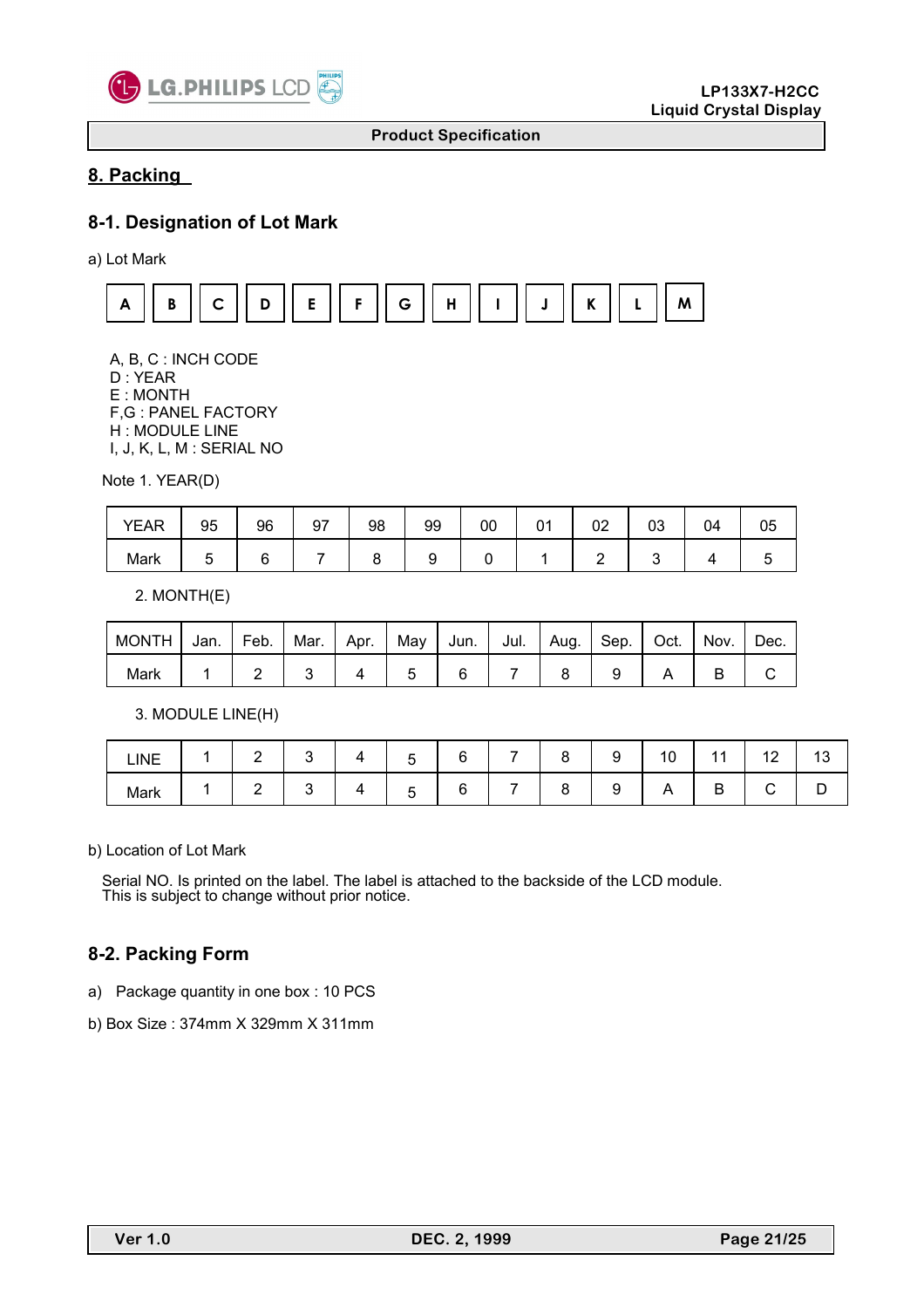# 8. Packing

## 8-1. Designation of Lot Mark

a) Lot Mark

| A | B | C | D | E | F | G | H | I | J | K | L | M |
|---|---|---|---|---|---|---|---|---|---|---|---|---|

A, B, C : INCH CODE
D : YEAR
E : MONTH
F,G : PANEL FACTORY
H : MODULE LINE
I, J, K, L, M : SERIAL NO

Note 1. YEAR(D)

| YEAR | 95 | 96 | 97 | 98 | 99 | 00 | 01 | 02 | 03 | 04 | 05 |
|---|---|---|---|---|---|---|---|---|---|---|---|
| Mark | 5 | 6 | 7 | 8 | 9 | 0 | 1 | 2 | 3 | 4 | 5 |

2. MONTH(E)

| MONTH | Jan. | Feb. | Mar. | Apr. | May | Jun. | Jul. | Aug. | Sep. | Oct. | Nov. | Dec. |
|---|---|---|---|---|---|---|---|---|---|---|---|---|
| Mark | 1 | 2 | 3 | 4 | 5 | 6 | 7 | 8 | 9 | A | B | C |

3. MODULE LINE(H)

| LINE | 1 | 2 | 3 | 4 | 5 | 6 | 7 | 8 | 9 | 10 | 11 | 12 | 13 |
|---|---|---|---|---|---|---|---|---|---|---|---|---|---|
| Mark | 1 | 2 | 3 | 4 | 5 | 6 | 7 | 8 | 9 | A | B | C | D |

b) Location of Lot Mark

Serial NO. Is printed on the label. The label is attached to the backside of the LCD module.
This is subject to change without prior notice.

## 8-2. Packing Form

a) Package quantity in one box : 10 PCS

b) Box Size : 374mm X 329mm X 311mm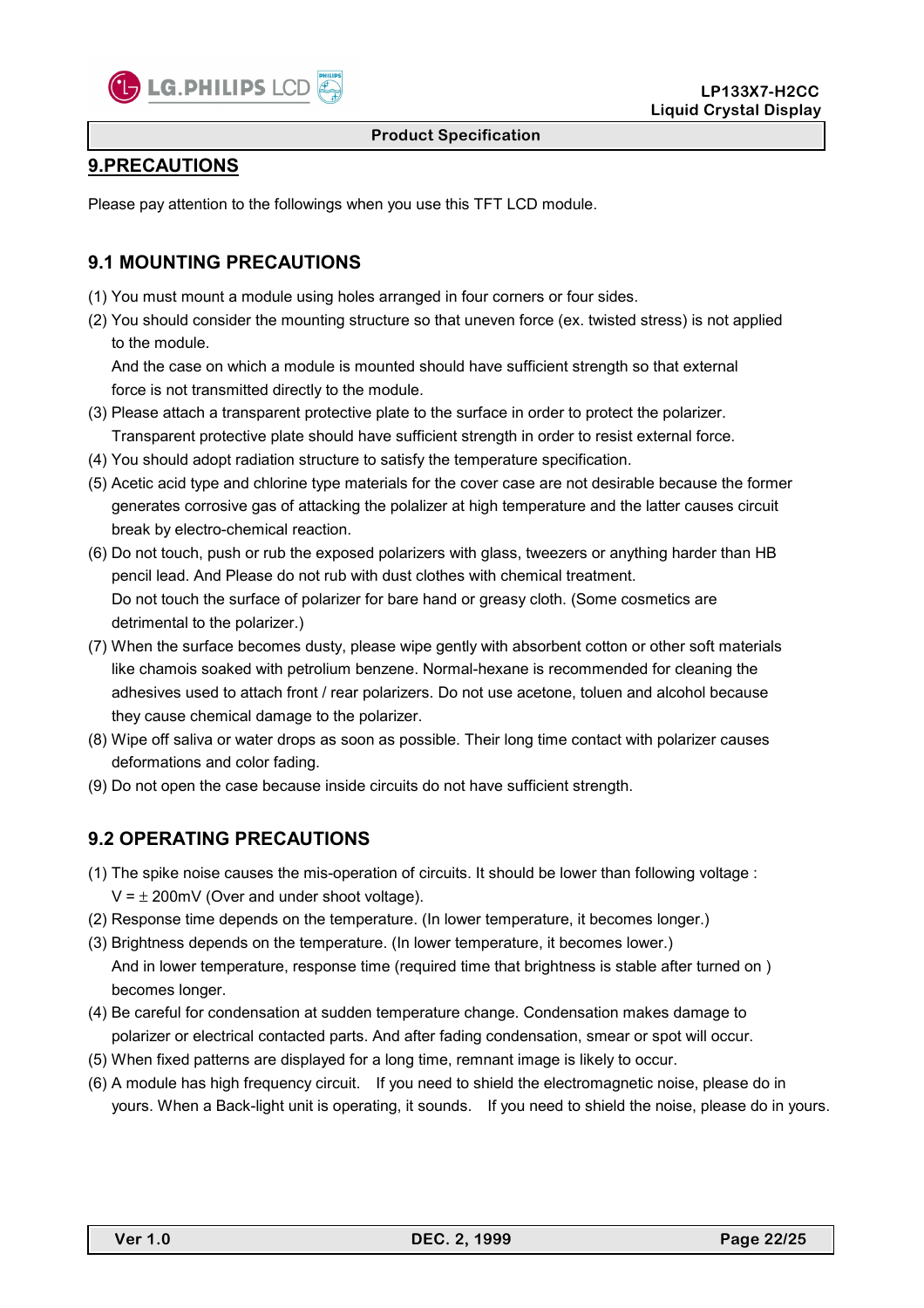## 9.PRECAUTIONS

Please pay attention to the followings when you use this TFT LCD module.

### 9.1 MOUNTING PRECAUTIONS

(1) You must mount a module using holes arranged in four corners or four sides.

(2) You should consider the mounting structure so that uneven force (ex. twisted stress) is not applied to the module.
And the case on which a module is mounted should have sufficient strength so that external force is not transmitted directly to the module.

(3) Please attach a transparent protective plate to the surface in order to protect the polarizer.
Transparent protective plate should have sufficient strength in order to resist external force.

(4) You should adopt radiation structure to satisfy the temperature specification.

(5) Acetic acid type and chlorine type materials for the cover case are not desirable because the former generates corrosive gas of attacking the polarizer at high temperature and the latter causes circuit break by electro-chemical reaction.

(6) Do not touch, push or rub the exposed polarizers with glass, tweezers or anything harder than HB pencil lead. And Please do not rub with dust clothes with chemical treatment.
Do not touch the surface of polarizer for bare hand or greasy cloth. (Some cosmetics are detrimental to the polarizer.)

(7) When the surface becomes dusty, please wipe gently with absorbent cotton or other soft materials like chamois soaked with petrolium benzene. Normal-hexane is recommended for cleaning the adhesives used to attach front / rear polarizers. Do not use acetone, toluen and alcohol because they cause chemical damage to the polarizer.

(8) Wipe off saliva or water drops as soon as possible. Their long time contact with polarizer causes deformations and color fading.

(9) Do not open the case because inside circuits do not have sufficient strength.

### 9.2 OPERATING PRECAUTIONS

(1) The spike noise causes the mis-operation of circuits. It should be lower than following voltage :
V = ± 200mV (Over and under shoot voltage).

(2) Response time depends on the temperature. (In lower temperature, it becomes longer.)

(3) Brightness depends on the temperature. (In lower temperature, it becomes lower.)
And in lower temperature, response time (required time that brightness is stable after turned on ) becomes longer.

(4) Be careful for condensation at sudden temperature change. Condensation makes damage to polarizer or electrical contacted parts. And after fading condensation, smear or spot will occur.

(5) When fixed patterns are displayed for a long time, remnant image is likely to occur.

(6) A module has high frequency circuit. If you need to shield the electromagnetic noise, please do in yours. When a Back-light unit is operating, it sounds. If you need to shield the noise, please do in yours.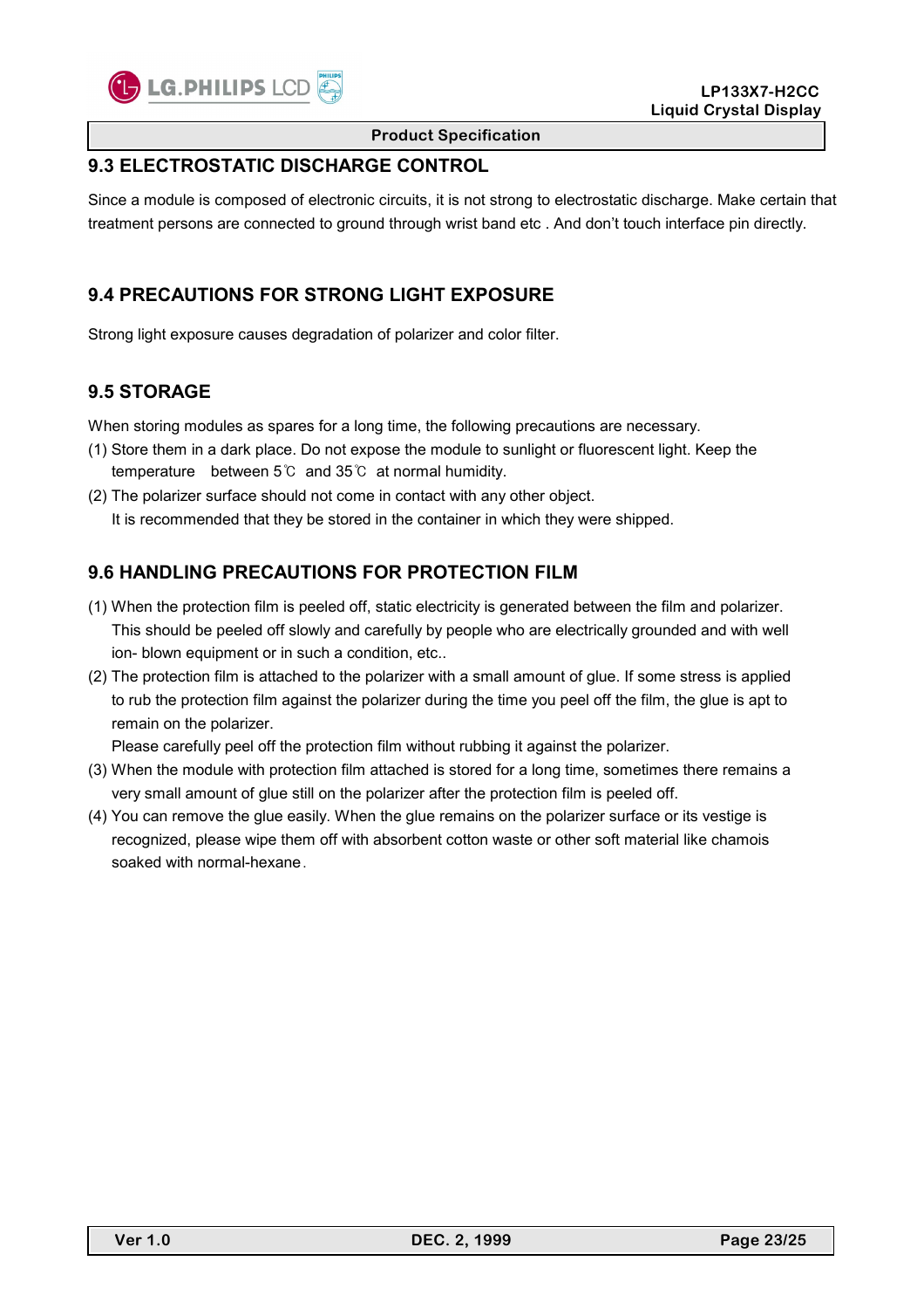## 9.3 ELECTROSTATIC DISCHARGE CONTROL

Since a module is composed of electronic circuits, it is not strong to electrostatic discharge. Make certain that treatment persons are connected to ground through wrist band etc . And don't touch interface pin directly.

## 9.4 PRECAUTIONS FOR STRONG LIGHT EXPOSURE

Strong light exposure causes degradation of polarizer and color filter.

## 9.5 STORAGE

When storing modules as spares for a long time, the following precautions are necessary.

(1) Store them in a dark place. Do not expose the module to sunlight or fluorescent light. Keep the temperature between 5℃ and 35℃ at normal humidity.

(2) The polarizer surface should not come in contact with any other object.
It is recommended that they be stored in the container in which they were shipped.

## 9.6 HANDLING PRECAUTIONS FOR PROTECTION FILM

(1) When the protection film is peeled off, static electricity is generated between the film and polarizer. This should be peeled off slowly and carefully by people who are electrically grounded and with well ion- blown equipment or in such a condition, etc..

(2) The protection film is attached to the polarizer with a small amount of glue. If some stress is applied to rub the protection film against the polarizer during the time you peel off the film, the glue is apt to remain on the polarizer.
Please carefully peel off the protection film without rubbing it against the polarizer.

(3) When the module with protection film attached is stored for a long time, sometimes there remains a very small amount of glue still on the polarizer after the protection film is peeled off.

(4) You can remove the glue easily. When the glue remains on the polarizer surface or its vestige is recognized, please wipe them off with absorbent cotton waste or other soft material like chamois soaked with normal-hexane.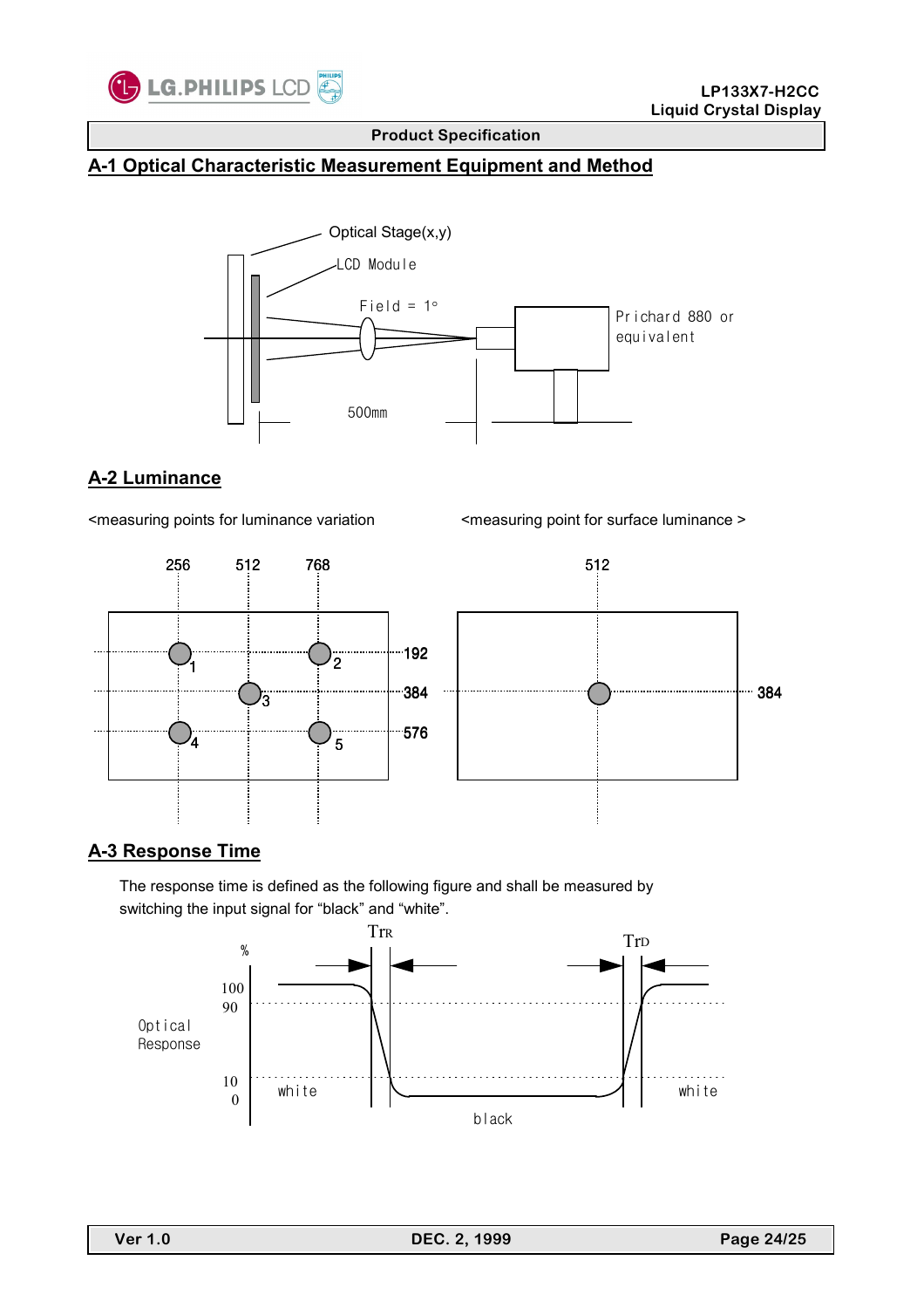# A-1 Optical Characteristic Measurement Equipment and Method

Optical Stage(x,y)

LCD Module

Field = 1°

Prichard 880 or equivalent

500mm

# A-2 Luminance

<measuring points for luminance variation

256 512 768

192

384

576

1 2 3 4 5

<measuring point for surface luminance >

512

384

# A-3 Response Time

The response time is defined as the following figure and shall be measured by switching the input signal for "black" and "white".

$Tr_R$ $Tr_D$

%

100
90

10
0

Optical Response

white black white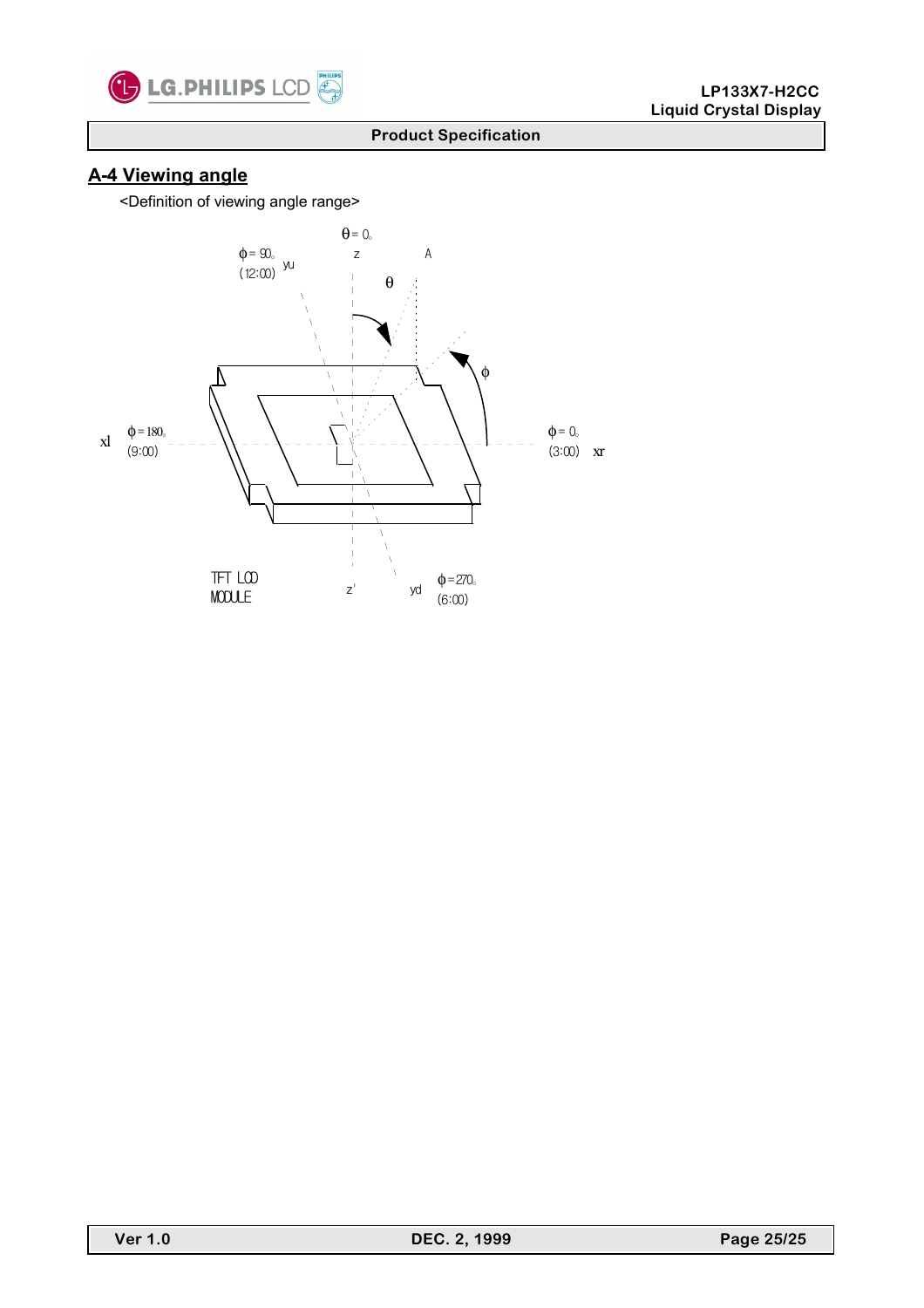## A-4 Viewing angle

<Definition of viewing angle range>

θ = 0°

φ = 90°
(12:00)
yu

z

A

θ

φ

xl
φ = 180°
(9:00)

φ = 0°
(3:00)
xr

TFT LCD
MODULE

z'

yd

φ = 270°
(6:00)